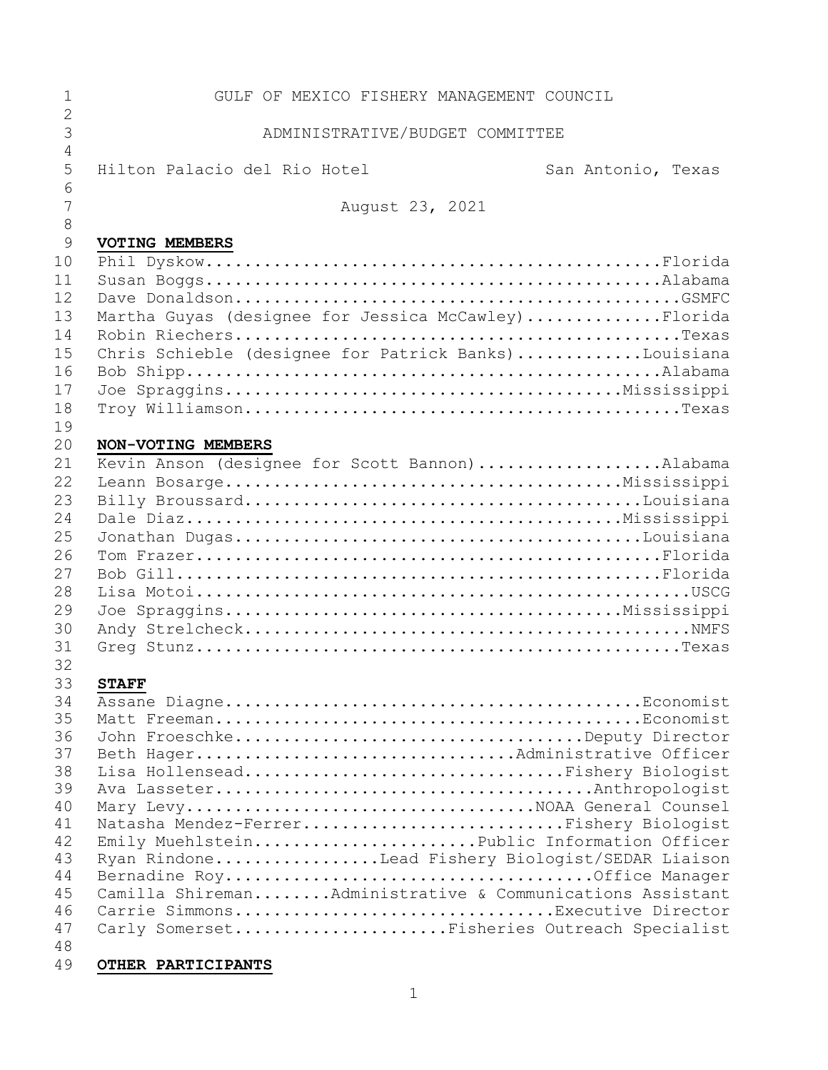GULF OF MEXICO FISHERY MANAGEMENT COUNCIL

ADMINISTRATIVE/BUDGET COMMITTEE

Hilton Palacio del Rio Hotel San Antonio, Texas

August 23, 2021

**VOTING MEMBERS**

Phil Dyskow.................................................Florida
Susan Boggs.................................................Alabama
Dave Donaldson.................................................GSMFC
Martha Guyas (designee for Jessica McCawley)..............Florida
Robin Riechers................................................Texas
Chris Schieble (designee for Patrick Banks).............Louisiana
Bob Shipp...................................................Alabama
Joe Spraggins...........................................Mississippi
Troy Williamson...............................................Texas

**NON-VOTING MEMBERS**

Kevin Anson (designee for Scott Bannon)...................Alabama
Leann Bosarge...........................................Mississippi
Billy Broussard...........................................Louisiana
Dale Diaz...............................................Mississippi
Jonathan Dugas............................................Louisiana
Tom Frazer..................................................Florida
Bob Gill....................................................Florida
Lisa Motoi...................................................USCG
Joe Spraggins...........................................Mississippi
Andy Strelcheck...............................................NMFS
Greg Stunz....................................................Texas

**STAFF**

Assane Diagne...........................................Economist
Matt Freeman............................................Economist
John Froeschke.....................................Deputy Director
Beth Hager................................Administrative Officer
Lisa Hollensead.................................Fishery Biologist
Ava Lasseter.......................................Anthropologist
Mary Levy...................................NOAA General Counsel
Natasha Mendez-Ferrer...........................Fishery Biologist
Emily Muehlstein.........................Public Information Officer
Ryan Rindone.................Lead Fishery Biologist/SEDAR Liaison
Bernadine Roy......................................Office Manager
Camilla Shireman........Administrative & Communications Assistant
Carrie Simmons..................................Executive Director
Carly Somerset......................Fisheries Outreach Specialist

**OTHER PARTICIPANTS**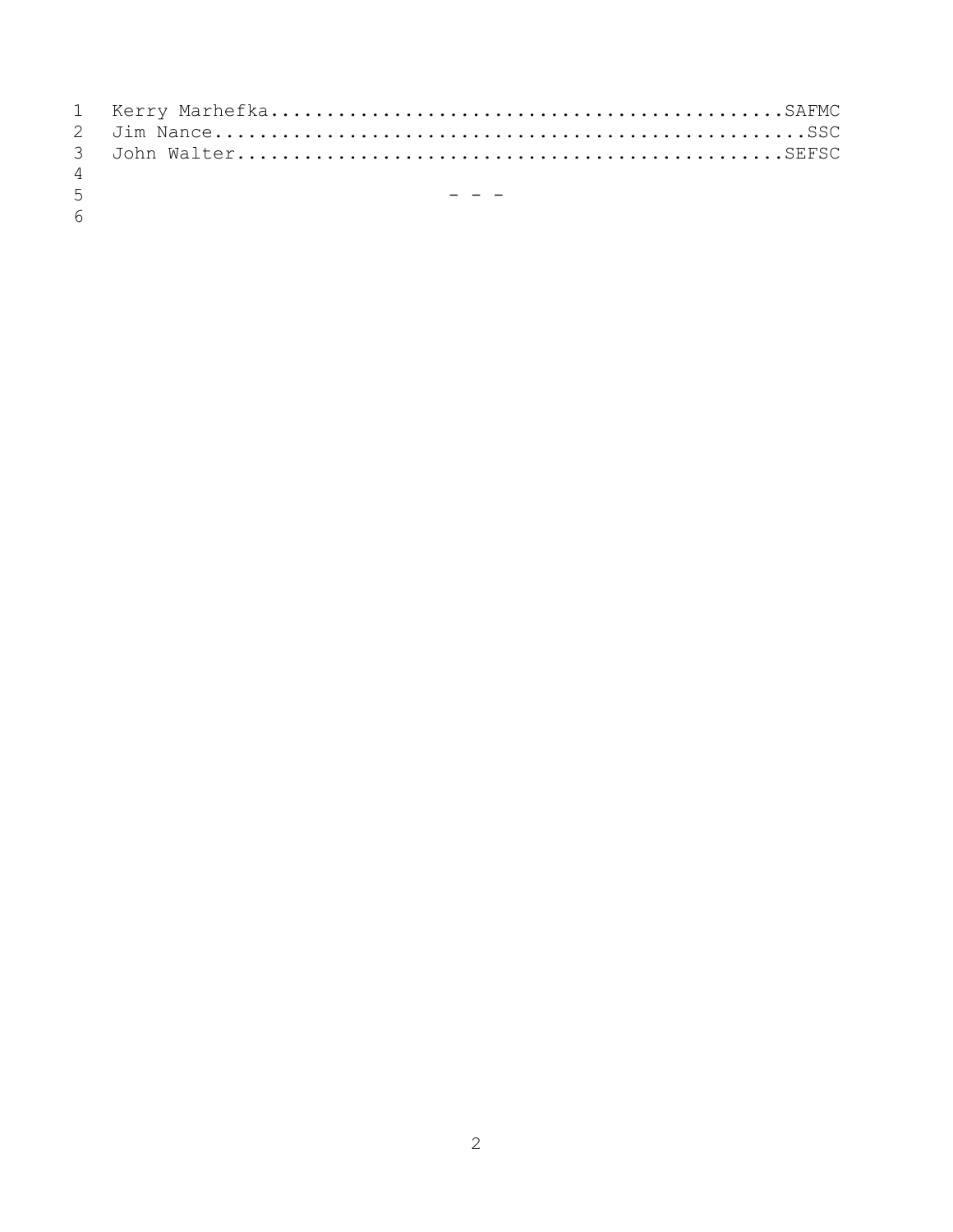Kerry Marhefka.............................................SAFMC
Jim Nance..................................................SSC
John Walter................................................SEFSC

- - -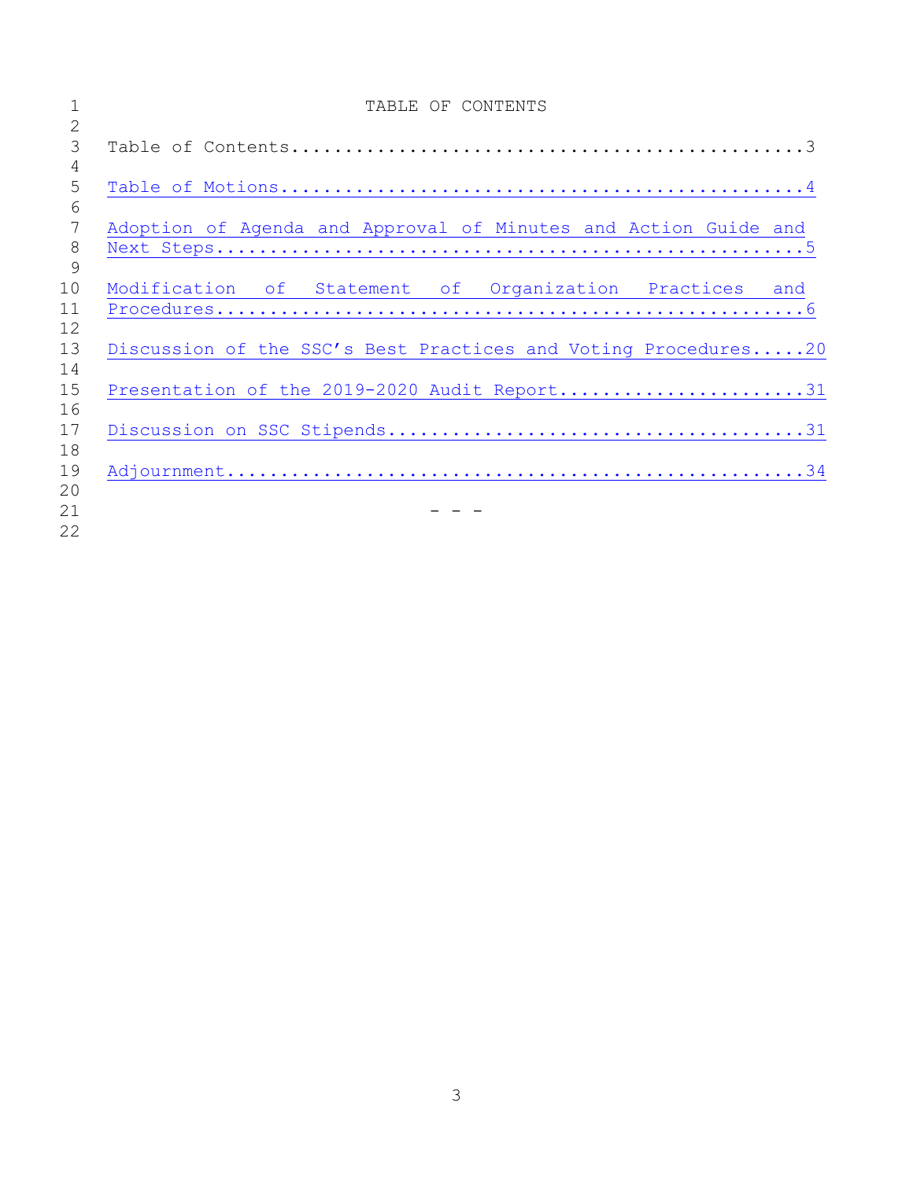# TABLE OF CONTENTS

Table of Contents.................................................3

Table of Motions.................................................4

Adoption of Agenda and Approval of Minutes and Action Guide and Next Steps.....................................................5

Modification of Statement of Organization Practices and Procedures.....................................................6

Discussion of the SSC's Best Practices and Voting Procedures.....20

Presentation of the 2019-2020 Audit Report.......................31

Discussion on SSC Stipends.......................................31

Adjournment......................................................34

- - -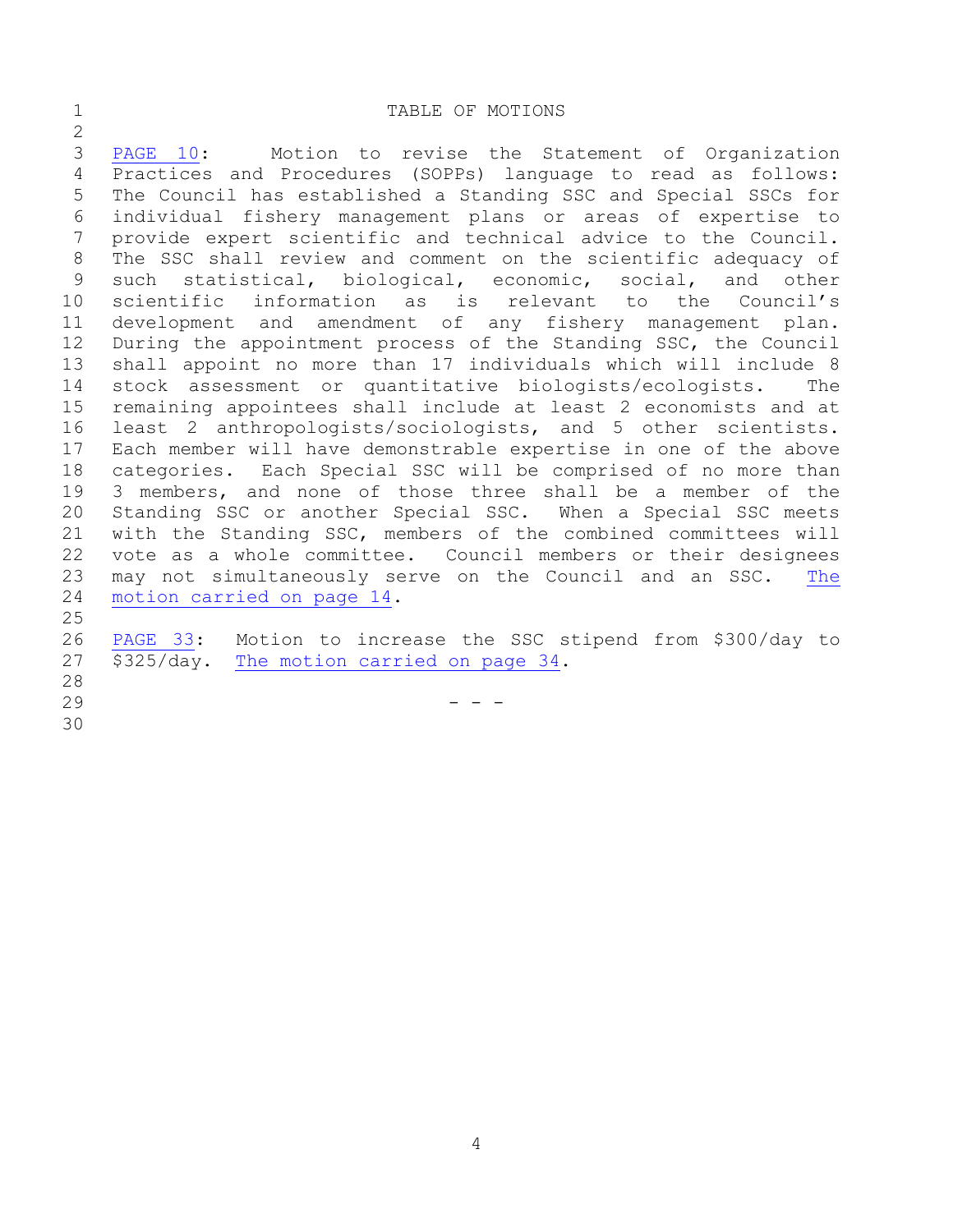# TABLE OF MOTIONS

PAGE 10: Motion to revise the Statement of Organization Practices and Procedures (SOPPs) language to read as follows: The Council has established a Standing SSC and Special SSCs for individual fishery management plans or areas of expertise to provide expert scientific and technical advice to the Council. The SSC shall review and comment on the scientific adequacy of such statistical, biological, economic, social, and other scientific information as is relevant to the Council's development and amendment of any fishery management plan. During the appointment process of the Standing SSC, the Council shall appoint no more than 17 individuals which will include 8 stock assessment or quantitative biologists/ecologists. The remaining appointees shall include at least 2 economists and at least 2 anthropologists/sociologists, and 5 other scientists. Each member will have demonstrable expertise in one of the above categories. Each Special SSC will be comprised of no more than 3 members, and none of those three shall be a member of the Standing SSC or another Special SSC. When a Special SSC meets with the Standing SSC, members of the combined committees will vote as a whole committee. Council members or their designees may not simultaneously serve on the Council and an SSC. The motion carried on page 14.

PAGE 33: Motion to increase the SSC stipend from $300/day to $325/day. The motion carried on page 34.

- - -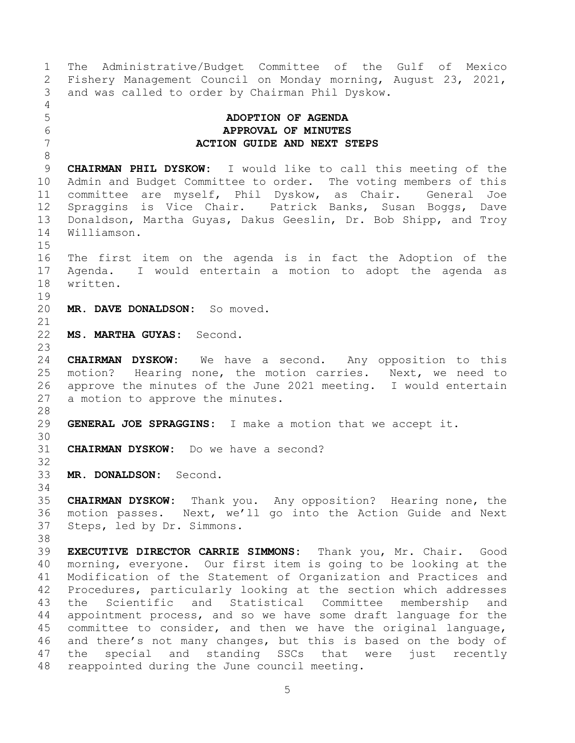The Administrative/Budget Committee of the Gulf of Mexico Fishery Management Council on Monday morning, August 23, 2021, and was called to order by Chairman Phil Dyskow.

## ADOPTION OF AGENDA
## APPROVAL OF MINUTES
## ACTION GUIDE AND NEXT STEPS

**CHAIRMAN PHIL DYSKOW:** I would like to call this meeting of the Admin and Budget Committee to order. The voting members of this committee are myself, Phil Dyskow, as Chair. General Joe Spraggins is Vice Chair. Patrick Banks, Susan Boggs, Dave Donaldson, Martha Guyas, Dakus Geeslin, Dr. Bob Shipp, and Troy Williamson.

The first item on the agenda is in fact the Adoption of the Agenda. I would entertain a motion to adopt the agenda as written.

**MR. DAVE DONALDSON:** So moved.

**MS. MARTHA GUYAS:** Second.

**CHAIRMAN DYSKOW:** We have a second. Any opposition to this motion? Hearing none, the motion carries. Next, we need to approve the minutes of the June 2021 meeting. I would entertain a motion to approve the minutes.

**GENERAL JOE SPRAGGINS:** I make a motion that we accept it.

**CHAIRMAN DYSKOW:** Do we have a second?

**MR. DONALDSON:** Second.

**CHAIRMAN DYSKOW:** Thank you. Any opposition? Hearing none, the motion passes. Next, we'll go into the Action Guide and Next Steps, led by Dr. Simmons.

**EXECUTIVE DIRECTOR CARRIE SIMMONS:** Thank you, Mr. Chair. Good morning, everyone. Our first item is going to be looking at the Modification of the Statement of Organization and Practices and Procedures, particularly looking at the section which addresses the Scientific and Statistical Committee membership and appointment process, and so we have some draft language for the committee to consider, and then we have the original language, and there's not many changes, but this is based on the body of the special and standing SSCs that were just recently reappointed during the June council meeting.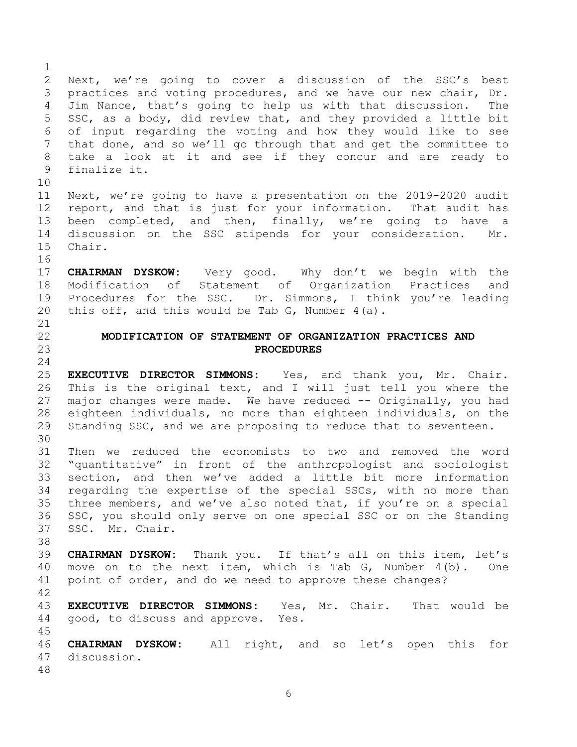Next, we're going to cover a discussion of the SSC's best practices and voting procedures, and we have our new chair, Dr. Jim Nance, that's going to help us with that discussion. The SSC, as a body, did review that, and they provided a little bit of input regarding the voting and how they would like to see that done, and so we'll go through that and get the committee to take a look at it and see if they concur and are ready to finalize it.

Next, we're going to have a presentation on the 2019-2020 audit report, and that is just for your information. That audit has been completed, and then, finally, we're going to have a discussion on the SSC stipends for your consideration. Mr. Chair.

**CHAIRMAN DYSKOW:** Very good. Why don't we begin with the Modification of Statement of Organization Practices and Procedures for the SSC. Dr. Simmons, I think you're leading this off, and this would be Tab G, Number 4(a).

## MODIFICATION OF STATEMENT OF ORGANIZATION PRACTICES AND PROCEDURES

**EXECUTIVE DIRECTOR SIMMONS:** Yes, and thank you, Mr. Chair. This is the original text, and I will just tell you where the major changes were made. We have reduced -- Originally, you had eighteen individuals, no more than eighteen individuals, on the Standing SSC, and we are proposing to reduce that to seventeen.

Then we reduced the economists to two and removed the word "quantitative" in front of the anthropologist and sociologist section, and then we've added a little bit more information regarding the expertise of the special SSCs, with no more than three members, and we've also noted that, if you're on a special SSC, you should only serve on one special SSC or on the Standing SSC. Mr. Chair.

**CHAIRMAN DYSKOW:** Thank you. If that's all on this item, let's move on to the next item, which is Tab G, Number 4(b). One point of order, and do we need to approve these changes?

**EXECUTIVE DIRECTOR SIMMONS:** Yes, Mr. Chair. That would be good, to discuss and approve. Yes.

**CHAIRMAN DYSKOW:** All right, and so let's open this for discussion.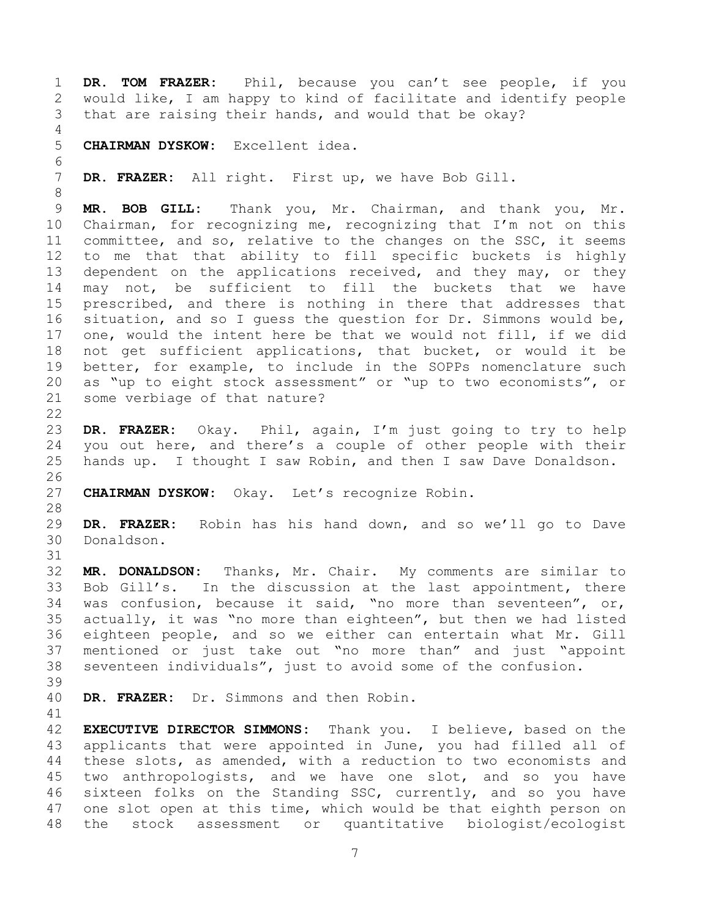**DR. TOM FRAZER:** Phil, because you can't see people, if you would like, I am happy to kind of facilitate and identify people that are raising their hands, and would that be okay?

**CHAIRMAN DYSKOW:** Excellent idea.

**DR. FRAZER:** All right. First up, we have Bob Gill.

**MR. BOB GILL:** Thank you, Mr. Chairman, and thank you, Mr. Chairman, for recognizing me, recognizing that I'm not on this committee, and so, relative to the changes on the SSC, it seems to me that that ability to fill specific buckets is highly dependent on the applications received, and they may, or they may not, be sufficient to fill the buckets that we have prescribed, and there is nothing in there that addresses that situation, and so I guess the question for Dr. Simmons would be, one, would the intent here be that we would not fill, if we did not get sufficient applications, that bucket, or would it be better, for example, to include in the SOPPs nomenclature such as "up to eight stock assessment" or "up to two economists", or some verbiage of that nature?

**DR. FRAZER:** Okay. Phil, again, I'm just going to try to help you out here, and there's a couple of other people with their hands up. I thought I saw Robin, and then I saw Dave Donaldson.

**CHAIRMAN DYSKOW:** Okay. Let's recognize Robin.

**DR. FRAZER:** Robin has his hand down, and so we'll go to Dave Donaldson.

**MR. DONALDSON:** Thanks, Mr. Chair. My comments are similar to Bob Gill's. In the discussion at the last appointment, there was confusion, because it said, "no more than seventeen", or, actually, it was "no more than eighteen", but then we had listed eighteen people, and so we either can entertain what Mr. Gill mentioned or just take out "no more than" and just "appoint seventeen individuals", just to avoid some of the confusion.

**DR. FRAZER:** Dr. Simmons and then Robin.

**EXECUTIVE DIRECTOR SIMMONS:** Thank you. I believe, based on the applicants that were appointed in June, you had filled all of these slots, as amended, with a reduction to two economists and two anthropologists, and we have one slot, and so you have sixteen folks on the Standing SSC, currently, and so you have one slot open at this time, which would be that eighth person on the stock assessment or quantitative biologist/ecologist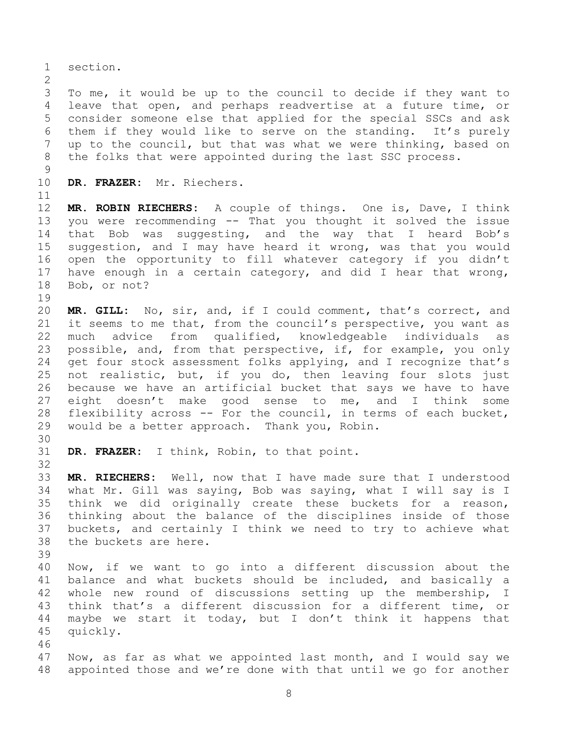section.

To me, it would be up to the council to decide if they want to leave that open, and perhaps readvertise at a future time, or consider someone else that applied for the special SSCs and ask them if they would like to serve on the standing. It's purely up to the council, but that was what we were thinking, based on the folks that were appointed during the last SSC process.

**DR. FRAZER:** Mr. Riechers.

**MR. ROBIN RIECHERS:** A couple of things. One is, Dave, I think you were recommending -- That you thought it solved the issue that Bob was suggesting, and the way that I heard Bob's suggestion, and I may have heard it wrong, was that you would open the opportunity to fill whatever category if you didn't have enough in a certain category, and did I hear that wrong, Bob, or not?

**MR. GILL:** No, sir, and, if I could comment, that's correct, and it seems to me that, from the council's perspective, you want as much advice from qualified, knowledgeable individuals as possible, and, from that perspective, if, for example, you only get four stock assessment folks applying, and I recognize that's not realistic, but, if you do, then leaving four slots just because we have an artificial bucket that says we have to have eight doesn't make good sense to me, and I think some flexibility across -- For the council, in terms of each bucket, would be a better approach. Thank you, Robin.

**DR. FRAZER:** I think, Robin, to that point.

**MR. RIECHERS:** Well, now that I have made sure that I understood what Mr. Gill was saying, Bob was saying, what I will say is I think we did originally create these buckets for a reason, thinking about the balance of the disciplines inside of those buckets, and certainly I think we need to try to achieve what the buckets are here.

Now, if we want to go into a different discussion about the balance and what buckets should be included, and basically a whole new round of discussions setting up the membership, I think that's a different discussion for a different time, or maybe we start it today, but I don't think it happens that quickly.

Now, as far as what we appointed last month, and I would say we appointed those and we're done with that until we go for another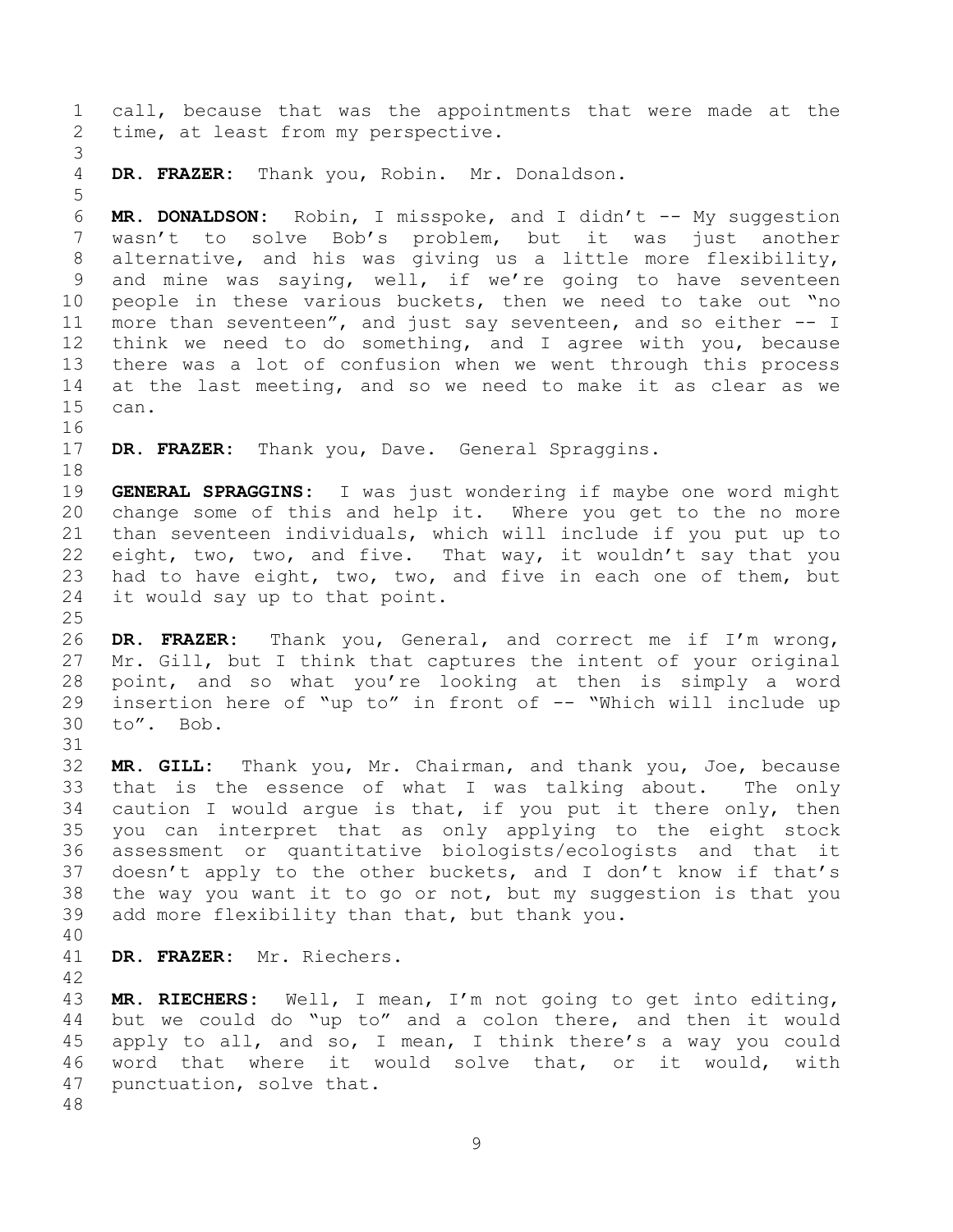call, because that was the appointments that were made at the time, at least from my perspective.

**DR. FRAZER:** Thank you, Robin. Mr. Donaldson.

**MR. DONALDSON:** Robin, I misspoke, and I didn't -- My suggestion wasn't to solve Bob's problem, but it was just another alternative, and his was giving us a little more flexibility, and mine was saying, well, if we're going to have seventeen people in these various buckets, then we need to take out "no more than seventeen", and just say seventeen, and so either -- I think we need to do something, and I agree with you, because there was a lot of confusion when we went through this process at the last meeting, and so we need to make it as clear as we can.

**DR. FRAZER:** Thank you, Dave. General Spraggins.

**GENERAL SPRAGGINS:** I was just wondering if maybe one word might change some of this and help it. Where you get to the no more than seventeen individuals, which will include if you put up to eight, two, two, and five. That way, it wouldn't say that you had to have eight, two, two, and five in each one of them, but it would say up to that point.

**DR. FRAZER:** Thank you, General, and correct me if I'm wrong, Mr. Gill, but I think that captures the intent of your original point, and so what you're looking at then is simply a word insertion here of "up to" in front of -- "Which will include up to". Bob.

**MR. GILL:** Thank you, Mr. Chairman, and thank you, Joe, because that is the essence of what I was talking about. The only caution I would argue is that, if you put it there only, then you can interpret that as only applying to the eight stock assessment or quantitative biologists/ecologists and that it doesn't apply to the other buckets, and I don't know if that's the way you want it to go or not, but my suggestion is that you add more flexibility than that, but thank you.

**DR. FRAZER:** Mr. Riechers.

**MR. RIECHERS:** Well, I mean, I'm not going to get into editing, but we could do "up to" and a colon there, and then it would apply to all, and so, I mean, I think there's a way you could word that where it would solve that, or it would, with punctuation, solve that.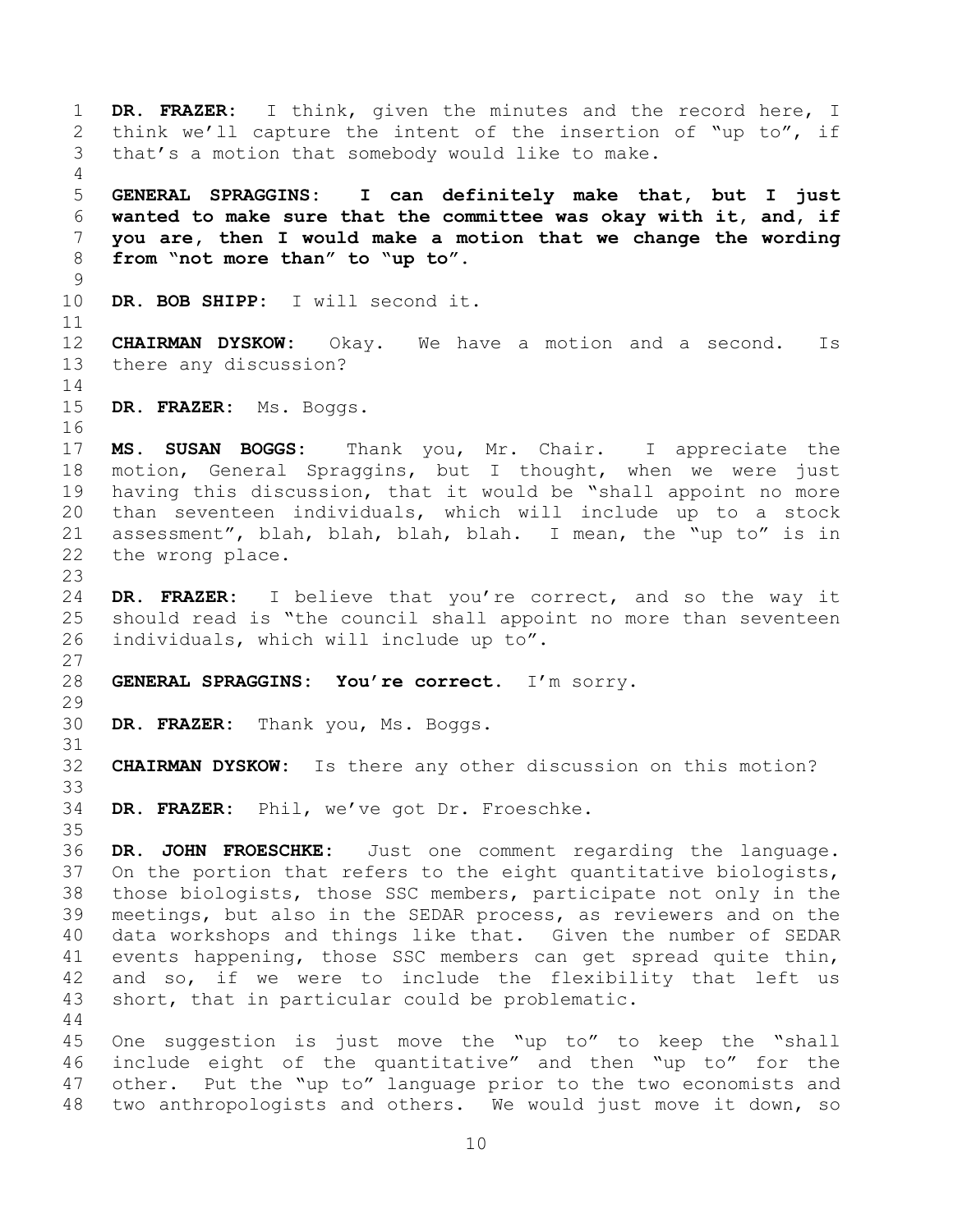**DR. FRAZER:** I think, given the minutes and the record here, I think we'll capture the intent of the insertion of "up to", if that's a motion that somebody would like to make.

**GENERAL SPRAGGINS: I can definitely make that, but I just wanted to make sure that the committee was okay with it, and, if you are, then I would make a motion that we change the wording from "not more than" to "up to".**

**DR. BOB SHIPP:** I will second it.

**CHAIRMAN DYSKOW:** Okay. We have a motion and a second. Is there any discussion?

**DR. FRAZER:** Ms. Boggs.

**MS. SUSAN BOGGS:** Thank you, Mr. Chair. I appreciate the motion, General Spraggins, but I thought, when we were just having this discussion, that it would be "shall appoint no more than seventeen individuals, which will include up to a stock assessment", blah, blah, blah, blah. I mean, the "up to" is in the wrong place.

**DR. FRAZER:** I believe that you're correct, and so the way it should read is "the council shall appoint no more than seventeen individuals, which will include up to".

**GENERAL SPRAGGINS: You're correct.** I'm sorry.

**DR. FRAZER:** Thank you, Ms. Boggs.

**CHAIRMAN DYSKOW:** Is there any other discussion on this motion?

**DR. FRAZER:** Phil, we've got Dr. Froeschke.

**DR. JOHN FROESCHKE:** Just one comment regarding the language. On the portion that refers to the eight quantitative biologists, those biologists, those SSC members, participate not only in the meetings, but also in the SEDAR process, as reviewers and on the data workshops and things like that. Given the number of SEDAR events happening, those SSC members can get spread quite thin, and so, if we were to include the flexibility that left us short, that in particular could be problematic.

One suggestion is just move the "up to" to keep the "shall include eight of the quantitative" and then "up to" for the other. Put the "up to" language prior to the two economists and two anthropologists and others. We would just move it down, so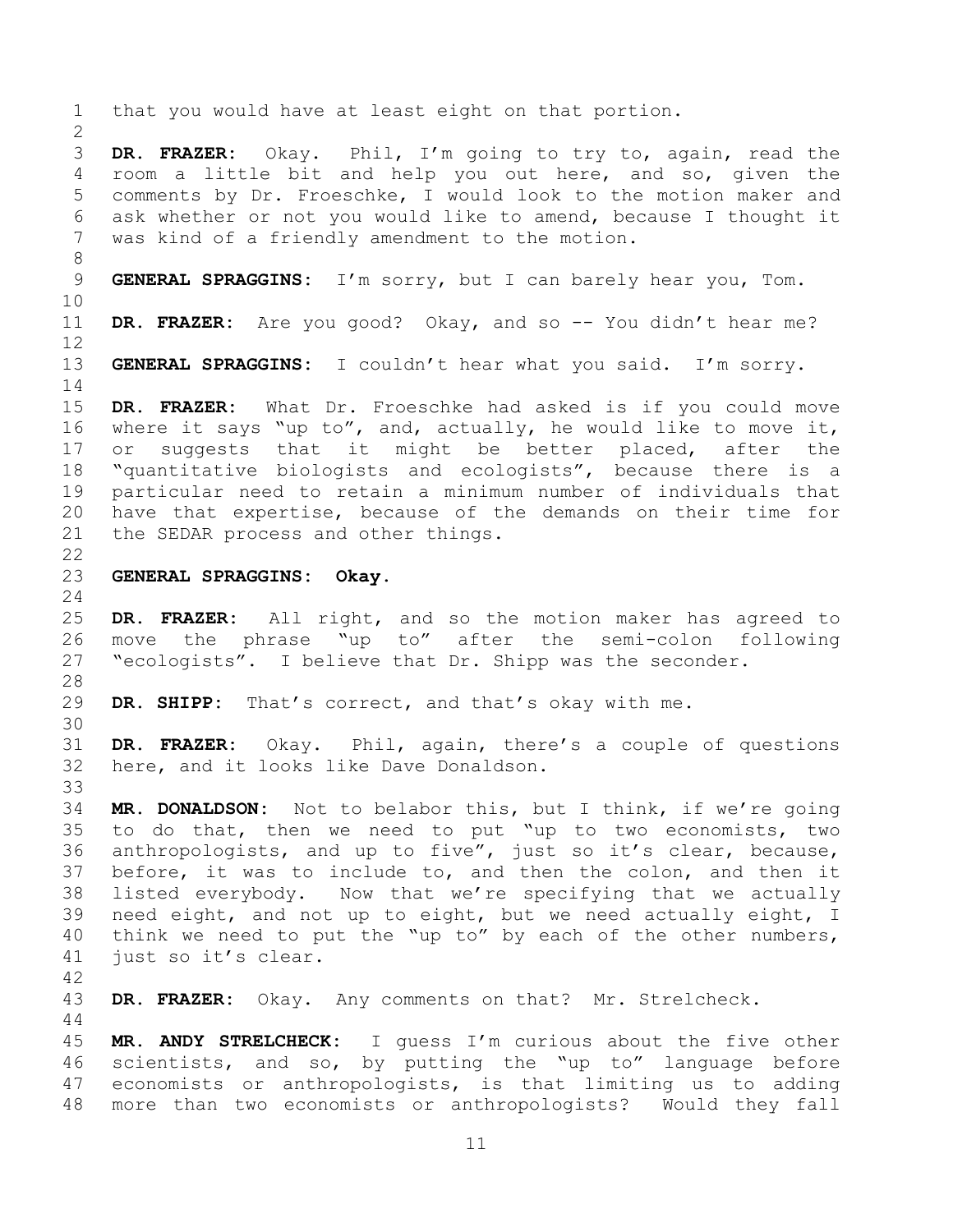that you would have at least eight on that portion.

**DR. FRAZER:** Okay. Phil, I'm going to try to, again, read the room a little bit and help you out here, and so, given the comments by Dr. Froeschke, I would look to the motion maker and ask whether or not you would like to amend, because I thought it was kind of a friendly amendment to the motion.

**GENERAL SPRAGGINS:** I'm sorry, but I can barely hear you, Tom.

**DR. FRAZER:** Are you good? Okay, and so -- You didn't hear me?

**GENERAL SPRAGGINS:** I couldn't hear what you said. I'm sorry.

**DR. FRAZER:** What Dr. Froeschke had asked is if you could move where it says "up to", and, actually, he would like to move it, or suggests that it might be better placed, after the "quantitative biologists and ecologists", because there is a particular need to retain a minimum number of individuals that have that expertise, because of the demands on their time for the SEDAR process and other things.

**GENERAL SPRAGGINS: Okay.**

**DR. FRAZER:** All right, and so the motion maker has agreed to move the phrase "up to" after the semi-colon following "ecologists". I believe that Dr. Shipp was the seconder.

**DR. SHIPP:** That's correct, and that's okay with me.

**DR. FRAZER:** Okay. Phil, again, there's a couple of questions here, and it looks like Dave Donaldson.

**MR. DONALDSON:** Not to belabor this, but I think, if we're going to do that, then we need to put "up to two economists, two anthropologists, and up to five", just so it's clear, because, before, it was to include to, and then the colon, and then it listed everybody. Now that we're specifying that we actually need eight, and not up to eight, but we need actually eight, I think we need to put the "up to" by each of the other numbers, just so it's clear.

**DR. FRAZER:** Okay. Any comments on that? Mr. Strelcheck.

**MR. ANDY STRELCHECK:** I guess I'm curious about the five other scientists, and so, by putting the "up to" language before economists or anthropologists, is that limiting us to adding more than two economists or anthropologists? Would they fall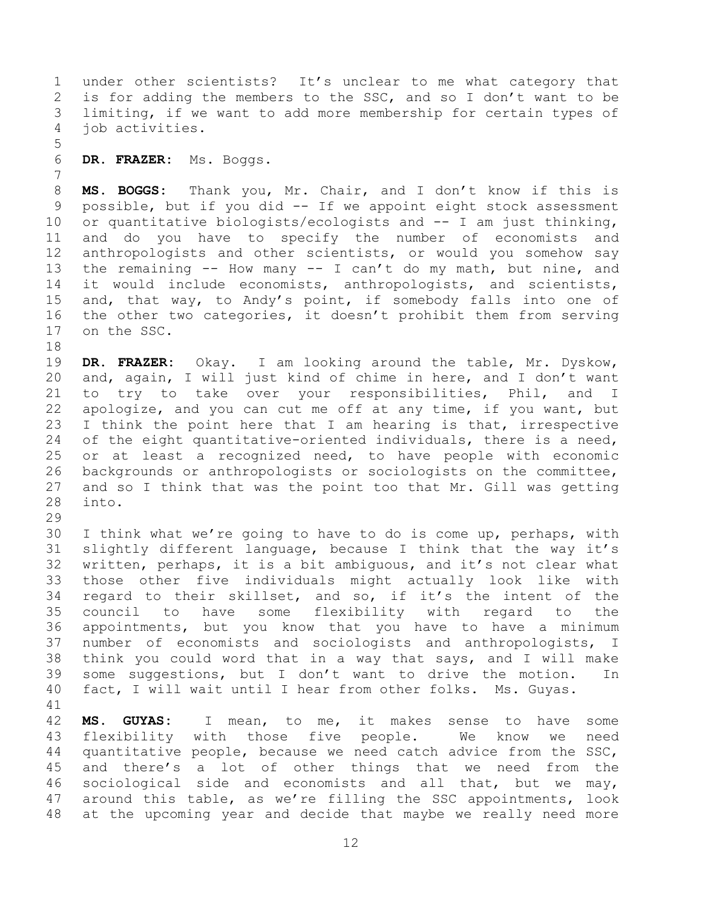under other scientists? It's unclear to me what category that is for adding the members to the SSC, and so I don't want to be limiting, if we want to add more membership for certain types of job activities.

**DR. FRAZER:** Ms. Boggs.

**MS. BOGGS:** Thank you, Mr. Chair, and I don't know if this is possible, but if you did -- If we appoint eight stock assessment or quantitative biologists/ecologists and -- I am just thinking, and do you have to specify the number of economists and anthropologists and other scientists, or would you somehow say the remaining -- How many -- I can't do my math, but nine, and it would include economists, anthropologists, and scientists, and, that way, to Andy's point, if somebody falls into one of the other two categories, it doesn't prohibit them from serving on the SSC.

**DR. FRAZER:** Okay. I am looking around the table, Mr. Dyskow, and, again, I will just kind of chime in here, and I don't want to try to take over your responsibilities, Phil, and I apologize, and you can cut me off at any time, if you want, but I think the point here that I am hearing is that, irrespective of the eight quantitative-oriented individuals, there is a need, or at least a recognized need, to have people with economic backgrounds or anthropologists or sociologists on the committee, and so I think that was the point too that Mr. Gill was getting into.

I think what we're going to have to do is come up, perhaps, with slightly different language, because I think that the way it's written, perhaps, it is a bit ambiguous, and it's not clear what those other five individuals might actually look like with regard to their skillset, and so, if it's the intent of the council to have some flexibility with regard to the appointments, but you know that you have to have a minimum number of economists and sociologists and anthropologists, I think you could word that in a way that says, and I will make some suggestions, but I don't want to drive the motion. In fact, I will wait until I hear from other folks. Ms. Guyas.

**MS. GUYAS:** I mean, to me, it makes sense to have some flexibility with those five people. We know we need quantitative people, because we need catch advice from the SSC, and there's a lot of other things that we need from the sociological side and economists and all that, but we may, around this table, as we're filling the SSC appointments, look at the upcoming year and decide that maybe we really need more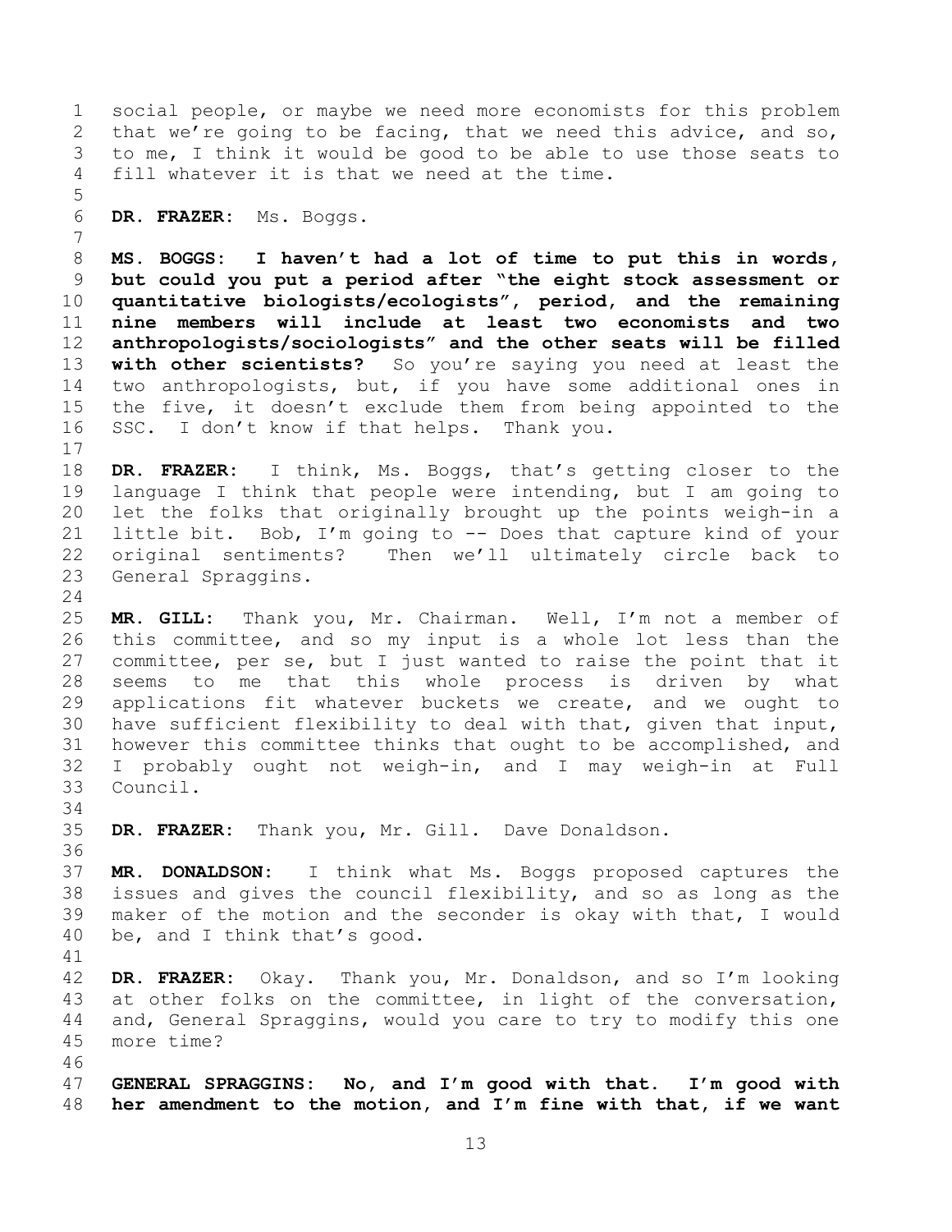social people, or maybe we need more economists for this problem that we're going to be facing, that we need this advice, and so, to me, I think it would be good to be able to use those seats to fill whatever it is that we need at the time.

**DR. FRAZER:** Ms. Boggs.

**MS. BOGGS: I haven't had a lot of time to put this in words, but could you put a period after "the eight stock assessment or quantitative biologists/ecologists", period, and the remaining nine members will include at least two economists and two anthropologists/sociologists" and the other seats will be filled with other scientists?** So you're saying you need at least the two anthropologists, but, if you have some additional ones in the five, it doesn't exclude them from being appointed to the SSC. I don't know if that helps. Thank you.

**DR. FRAZER:** I think, Ms. Boggs, that's getting closer to the language I think that people were intending, but I am going to let the folks that originally brought up the points weigh-in a little bit. Bob, I'm going to -- Does that capture kind of your original sentiments? Then we'll ultimately circle back to General Spraggins.

**MR. GILL:** Thank you, Mr. Chairman. Well, I'm not a member of this committee, and so my input is a whole lot less than the committee, per se, but I just wanted to raise the point that it seems to me that this whole process is driven by what applications fit whatever buckets we create, and we ought to have sufficient flexibility to deal with that, given that input, however this committee thinks that ought to be accomplished, and I probably ought not weigh-in, and I may weigh-in at Full Council.

**DR. FRAZER:** Thank you, Mr. Gill. Dave Donaldson.

**MR. DONALDSON:** I think what Ms. Boggs proposed captures the issues and gives the council flexibility, and so as long as the maker of the motion and the seconder is okay with that, I would be, and I think that's good.

**DR. FRAZER:** Okay. Thank you, Mr. Donaldson, and so I'm looking at other folks on the committee, in light of the conversation, and, General Spraggins, would you care to try to modify this one more time?

**GENERAL SPRAGGINS: No, and I'm good with that. I'm good with her amendment to the motion, and I'm fine with that, if we want**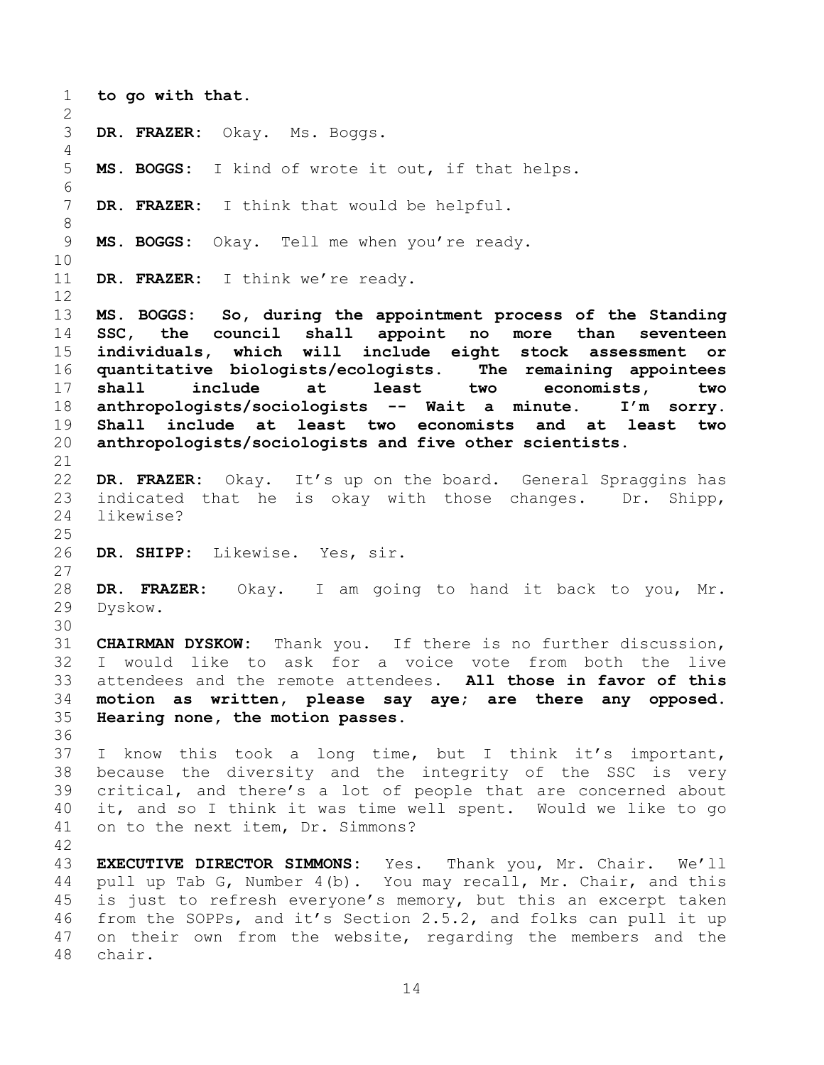**to go with that.**

**DR. FRAZER:** Okay. Ms. Boggs.

**MS. BOGGS:** I kind of wrote it out, if that helps.

**DR. FRAZER:** I think that would be helpful.

**MS. BOGGS:** Okay. Tell me when you're ready.

**DR. FRAZER:** I think we're ready.

**MS. BOGGS: So, during the appointment process of the Standing SSC, the council shall appoint no more than seventeen individuals, which will include eight stock assessment or quantitative biologists/ecologists. The remaining appointees shall include at least two economists, two anthropologists/sociologists -- Wait a minute. I'm sorry. Shall include at least two economists and at least two anthropologists/sociologists and five other scientists.**

**DR. FRAZER:** Okay. It's up on the board. General Spraggins has indicated that he is okay with those changes. Dr. Shipp, likewise?

**DR. SHIPP:** Likewise. Yes, sir.

**DR. FRAZER:** Okay. I am going to hand it back to you, Mr. Dyskow.

**CHAIRMAN DYSKOW:** Thank you. If there is no further discussion, I would like to ask for a voice vote from both the live attendees and the remote attendees. **All those in favor of this motion as written, please say aye; are there any opposed. Hearing none, the motion passes.**

I know this took a long time, but I think it's important, because the diversity and the integrity of the SSC is very critical, and there's a lot of people that are concerned about it, and so I think it was time well spent. Would we like to go on to the next item, Dr. Simmons?

**EXECUTIVE DIRECTOR SIMMONS:** Yes. Thank you, Mr. Chair. We'll pull up Tab G, Number 4(b). You may recall, Mr. Chair, and this is just to refresh everyone's memory, but this an excerpt taken from the SOPPs, and it's Section 2.5.2, and folks can pull it up on their own from the website, regarding the members and the chair.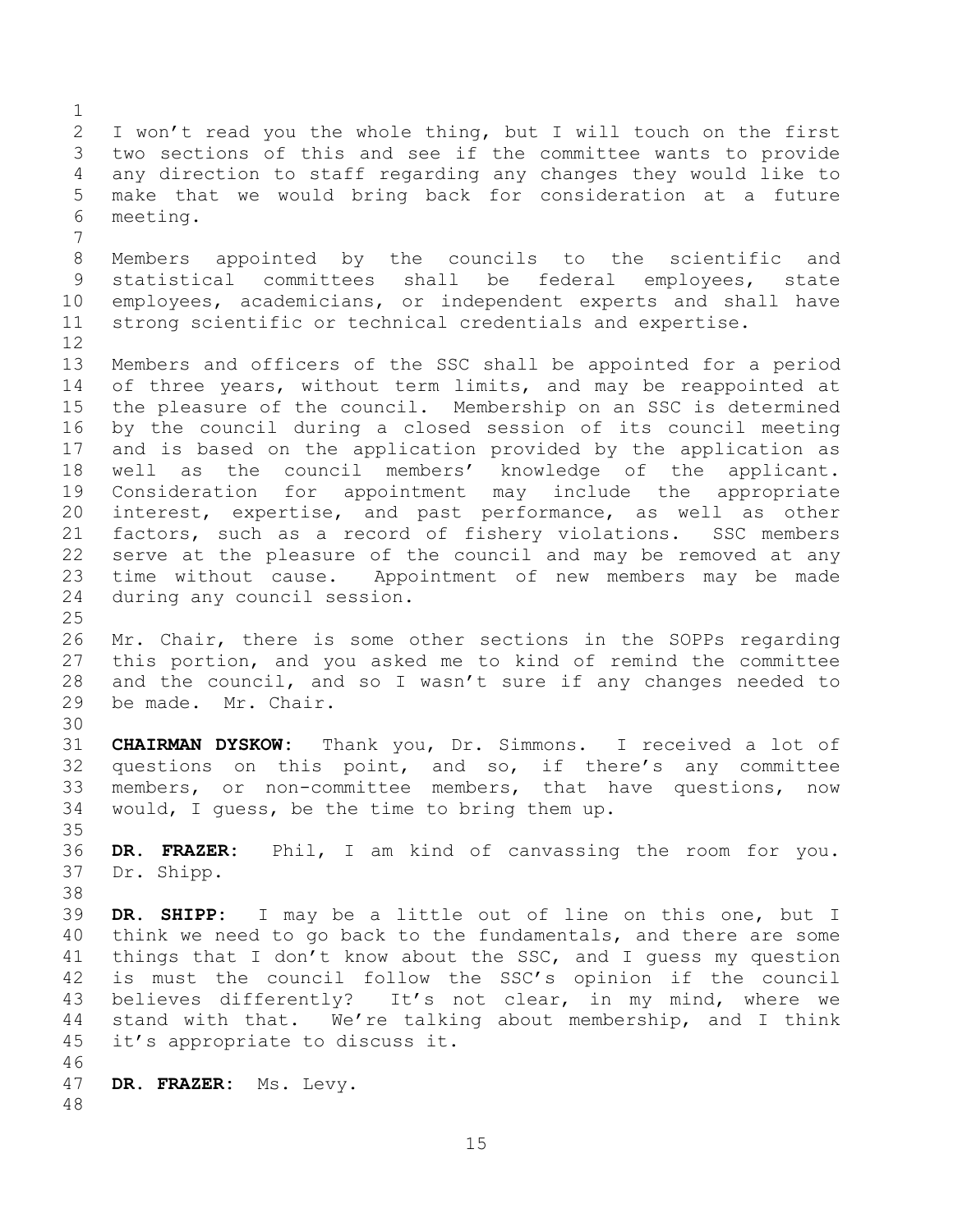I won't read you the whole thing, but I will touch on the first two sections of this and see if the committee wants to provide any direction to staff regarding any changes they would like to make that we would bring back for consideration at a future meeting.

Members appointed by the councils to the scientific and statistical committees shall be federal employees, state employees, academicians, or independent experts and shall have strong scientific or technical credentials and expertise.

Members and officers of the SSC shall be appointed for a period of three years, without term limits, and may be reappointed at the pleasure of the council. Membership on an SSC is determined by the council during a closed session of its council meeting and is based on the application provided by the application as well as the council members' knowledge of the applicant. Consideration for appointment may include the appropriate interest, expertise, and past performance, as well as other factors, such as a record of fishery violations. SSC members serve at the pleasure of the council and may be removed at any time without cause. Appointment of new members may be made during any council session.

Mr. Chair, there is some other sections in the SOPPs regarding this portion, and you asked me to kind of remind the committee and the council, and so I wasn't sure if any changes needed to be made. Mr. Chair.

**CHAIRMAN DYSKOW:** Thank you, Dr. Simmons. I received a lot of questions on this point, and so, if there's any committee members, or non-committee members, that have questions, now would, I guess, be the time to bring them up.

**DR. FRAZER:** Phil, I am kind of canvassing the room for you. Dr. Shipp.

**DR. SHIPP:** I may be a little out of line on this one, but I think we need to go back to the fundamentals, and there are some things that I don't know about the SSC, and I guess my question is must the council follow the SSC's opinion if the council believes differently? It's not clear, in my mind, where we stand with that. We're talking about membership, and I think it's appropriate to discuss it.

**DR. FRAZER:** Ms. Levy.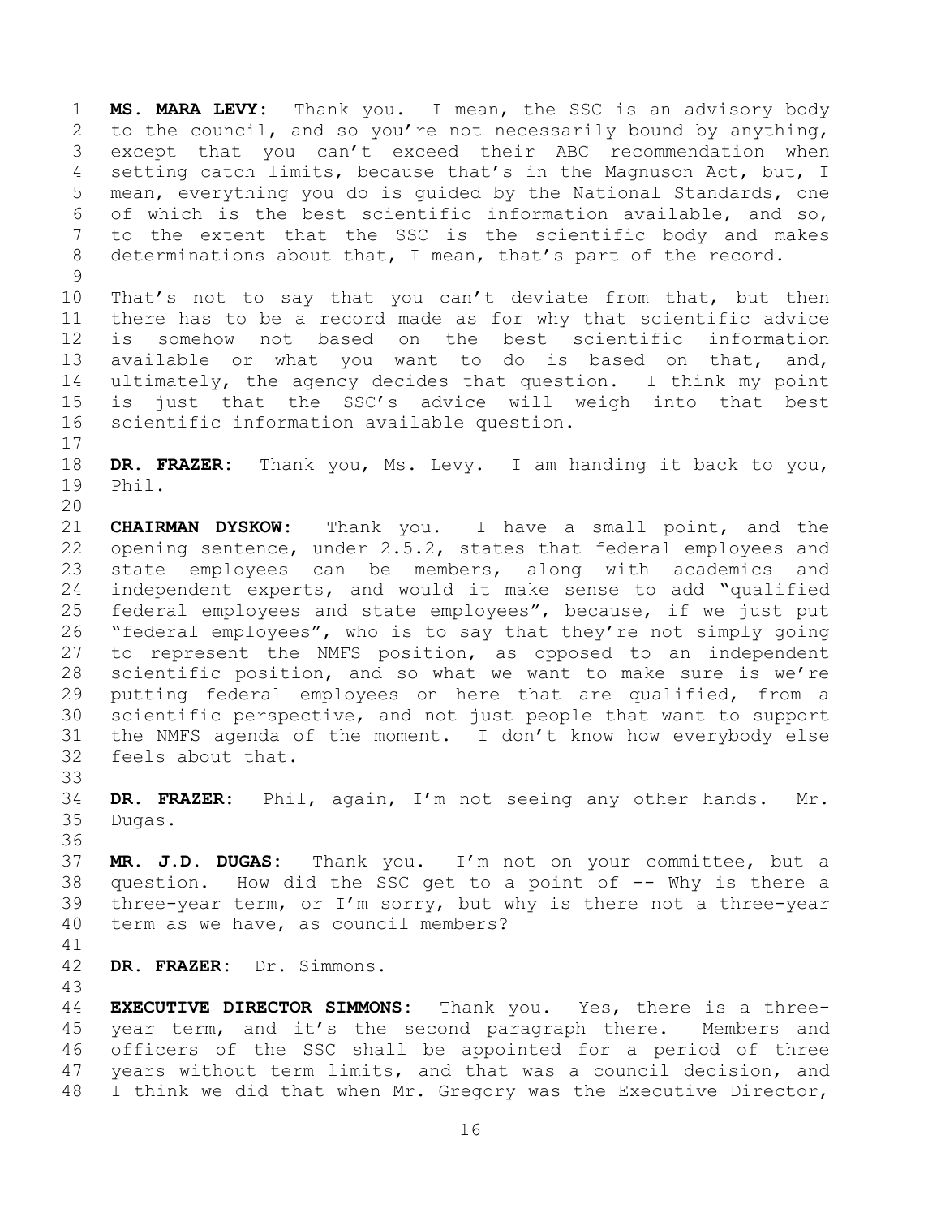**MS. MARA LEVY:** Thank you. I mean, the SSC is an advisory body to the council, and so you're not necessarily bound by anything, except that you can't exceed their ABC recommendation when setting catch limits, because that's in the Magnuson Act, but, I mean, everything you do is guided by the National Standards, one of which is the best scientific information available, and so, to the extent that the SSC is the scientific body and makes determinations about that, I mean, that's part of the record.

That's not to say that you can't deviate from that, but then there has to be a record made as for why that scientific advice is somehow not based on the best scientific information available or what you want to do is based on that, and, ultimately, the agency decides that question. I think my point is just that the SSC's advice will weigh into that best scientific information available question.

**DR. FRAZER:** Thank you, Ms. Levy. I am handing it back to you, Phil.

**CHAIRMAN DYSKOW:** Thank you. I have a small point, and the opening sentence, under 2.5.2, states that federal employees and state employees can be members, along with academics and independent experts, and would it make sense to add "qualified federal employees and state employees", because, if we just put "federal employees", who is to say that they're not simply going to represent the NMFS position, as opposed to an independent scientific position, and so what we want to make sure is we're putting federal employees on here that are qualified, from a scientific perspective, and not just people that want to support the NMFS agenda of the moment. I don't know how everybody else feels about that.

**DR. FRAZER:** Phil, again, I'm not seeing any other hands. Mr. Dugas.

**MR. J.D. DUGAS:** Thank you. I'm not on your committee, but a question. How did the SSC get to a point of -- Why is there a three-year term, or I'm sorry, but why is there not a three-year term as we have, as council members?

**DR. FRAZER:** Dr. Simmons.

**EXECUTIVE DIRECTOR SIMMONS:** Thank you. Yes, there is a three-year term, and it's the second paragraph there. Members and officers of the SSC shall be appointed for a period of three years without term limits, and that was a council decision, and I think we did that when Mr. Gregory was the Executive Director,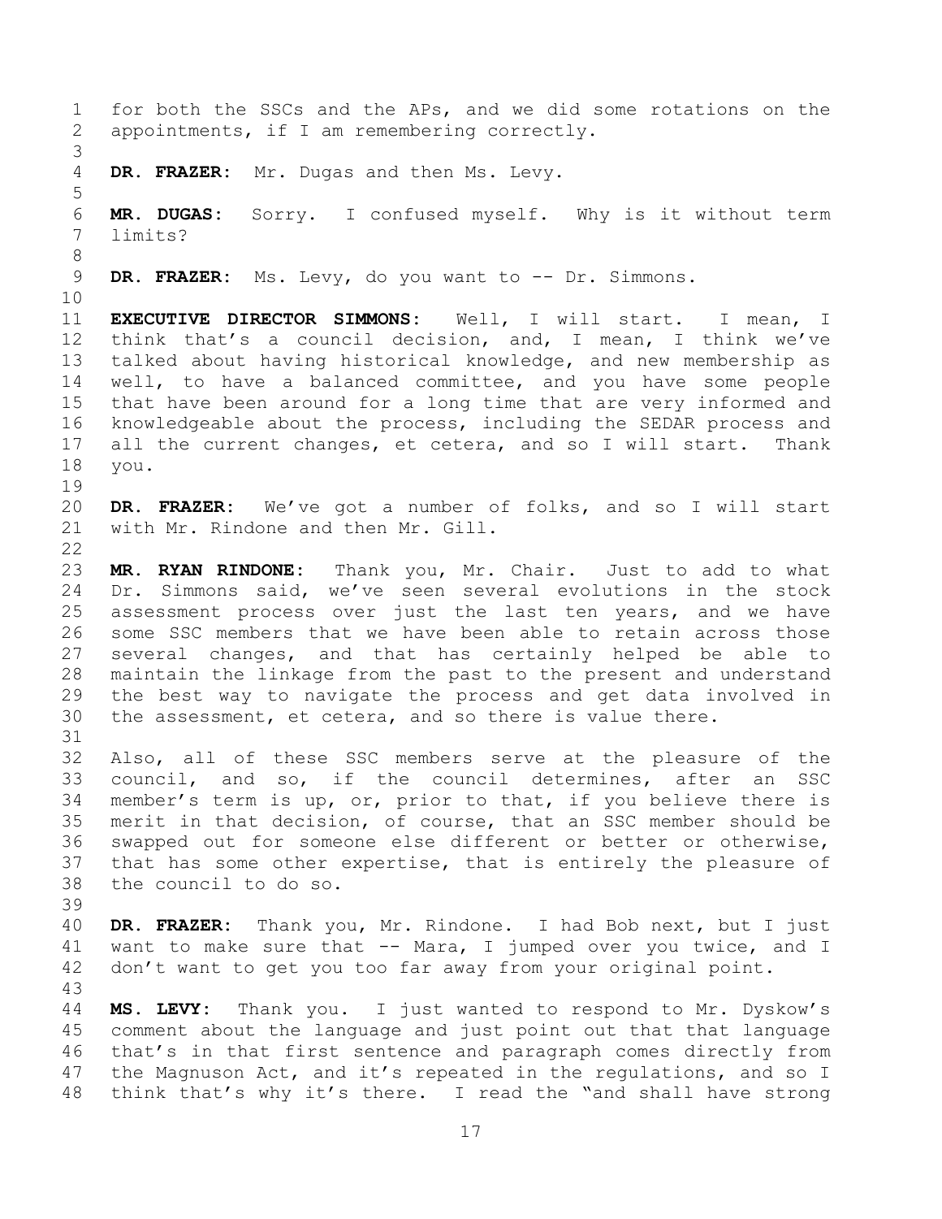for both the SSCs and the APs, and we did some rotations on the appointments, if I am remembering correctly.

**DR. FRAZER:** Mr. Dugas and then Ms. Levy.

**MR. DUGAS:** Sorry. I confused myself. Why is it without term limits?

**DR. FRAZER:** Ms. Levy, do you want to -- Dr. Simmons.

**EXECUTIVE DIRECTOR SIMMONS:** Well, I will start. I mean, I think that's a council decision, and, I mean, I think we've talked about having historical knowledge, and new membership as well, to have a balanced committee, and you have some people that have been around for a long time that are very informed and knowledgeable about the process, including the SEDAR process and all the current changes, et cetera, and so I will start. Thank you.

**DR. FRAZER:** We've got a number of folks, and so I will start with Mr. Rindone and then Mr. Gill.

**MR. RYAN RINDONE:** Thank you, Mr. Chair. Just to add to what Dr. Simmons said, we've seen several evolutions in the stock assessment process over just the last ten years, and we have some SSC members that we have been able to retain across those several changes, and that has certainly helped be able to maintain the linkage from the past to the present and understand the best way to navigate the process and get data involved in the assessment, et cetera, and so there is value there.

Also, all of these SSC members serve at the pleasure of the council, and so, if the council determines, after an SSC member's term is up, or, prior to that, if you believe there is merit in that decision, of course, that an SSC member should be swapped out for someone else different or better or otherwise, that has some other expertise, that is entirely the pleasure of the council to do so.

**DR. FRAZER:** Thank you, Mr. Rindone. I had Bob next, but I just want to make sure that -- Mara, I jumped over you twice, and I don't want to get you too far away from your original point.

**MS. LEVY:** Thank you. I just wanted to respond to Mr. Dyskow's comment about the language and just point out that that language that's in that first sentence and paragraph comes directly from the Magnuson Act, and it's repeated in the regulations, and so I think that's why it's there. I read the "and shall have strong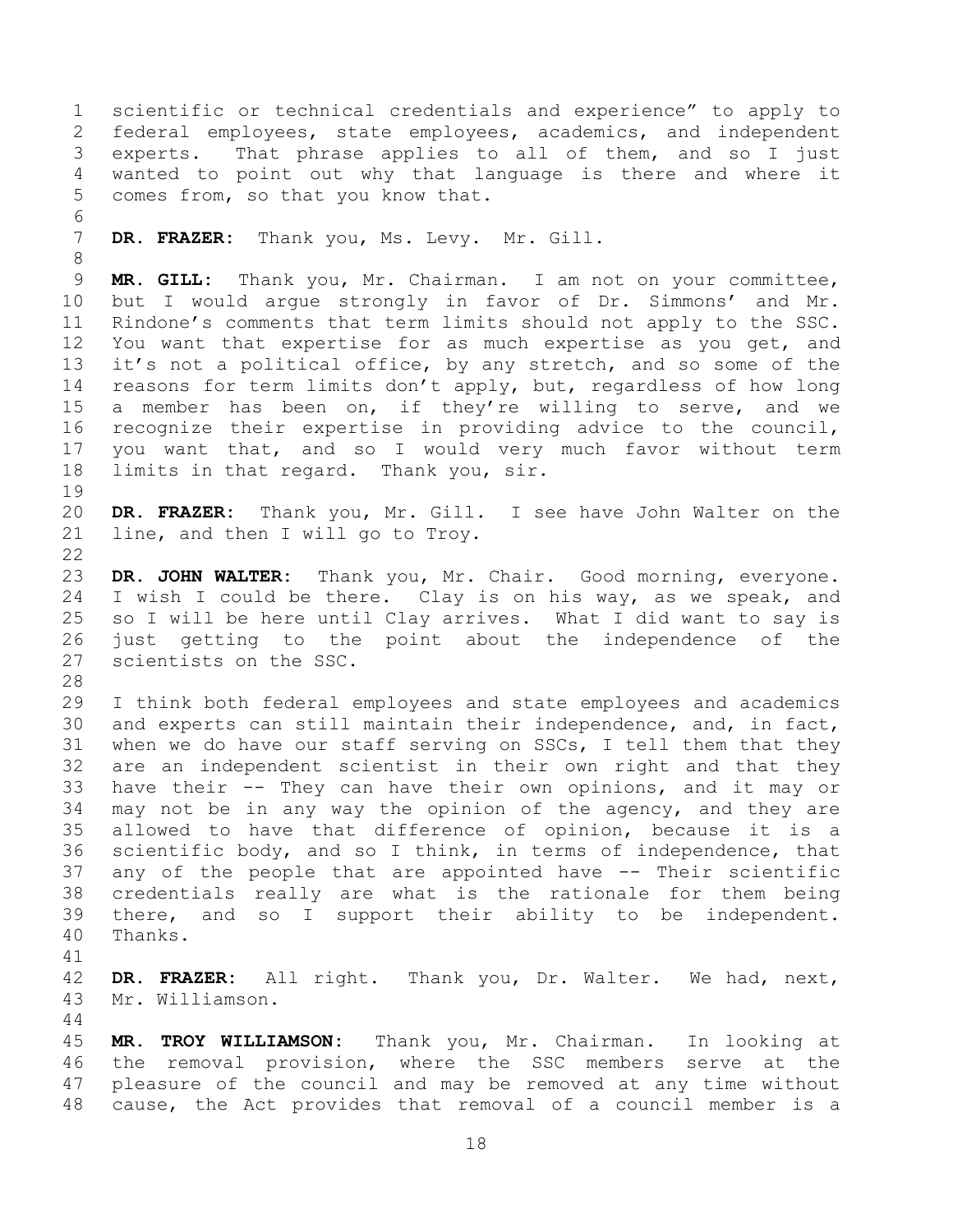scientific or technical credentials and experience" to apply to federal employees, state employees, academics, and independent experts. That phrase applies to all of them, and so I just wanted to point out why that language is there and where it comes from, so that you know that.

**DR. FRAZER:** Thank you, Ms. Levy. Mr. Gill.

**MR. GILL:** Thank you, Mr. Chairman. I am not on your committee, but I would argue strongly in favor of Dr. Simmons' and Mr. Rindone's comments that term limits should not apply to the SSC. You want that expertise for as much expertise as you get, and it's not a political office, by any stretch, and so some of the reasons for term limits don't apply, but, regardless of how long a member has been on, if they're willing to serve, and we recognize their expertise in providing advice to the council, you want that, and so I would very much favor without term limits in that regard. Thank you, sir.

**DR. FRAZER:** Thank you, Mr. Gill. I see have John Walter on the line, and then I will go to Troy.

**DR. JOHN WALTER:** Thank you, Mr. Chair. Good morning, everyone. I wish I could be there. Clay is on his way, as we speak, and so I will be here until Clay arrives. What I did want to say is just getting to the point about the independence of the scientists on the SSC.

I think both federal employees and state employees and academics and experts can still maintain their independence, and, in fact, when we do have our staff serving on SSCs, I tell them that they are an independent scientist in their own right and that they have their -- They can have their own opinions, and it may or may not be in any way the opinion of the agency, and they are allowed to have that difference of opinion, because it is a scientific body, and so I think, in terms of independence, that any of the people that are appointed have -- Their scientific credentials really are what is the rationale for them being there, and so I support their ability to be independent. Thanks.

**DR. FRAZER:** All right. Thank you, Dr. Walter. We had, next, Mr. Williamson.

**MR. TROY WILLIAMSON:** Thank you, Mr. Chairman. In looking at the removal provision, where the SSC members serve at the pleasure of the council and may be removed at any time without cause, the Act provides that removal of a council member is a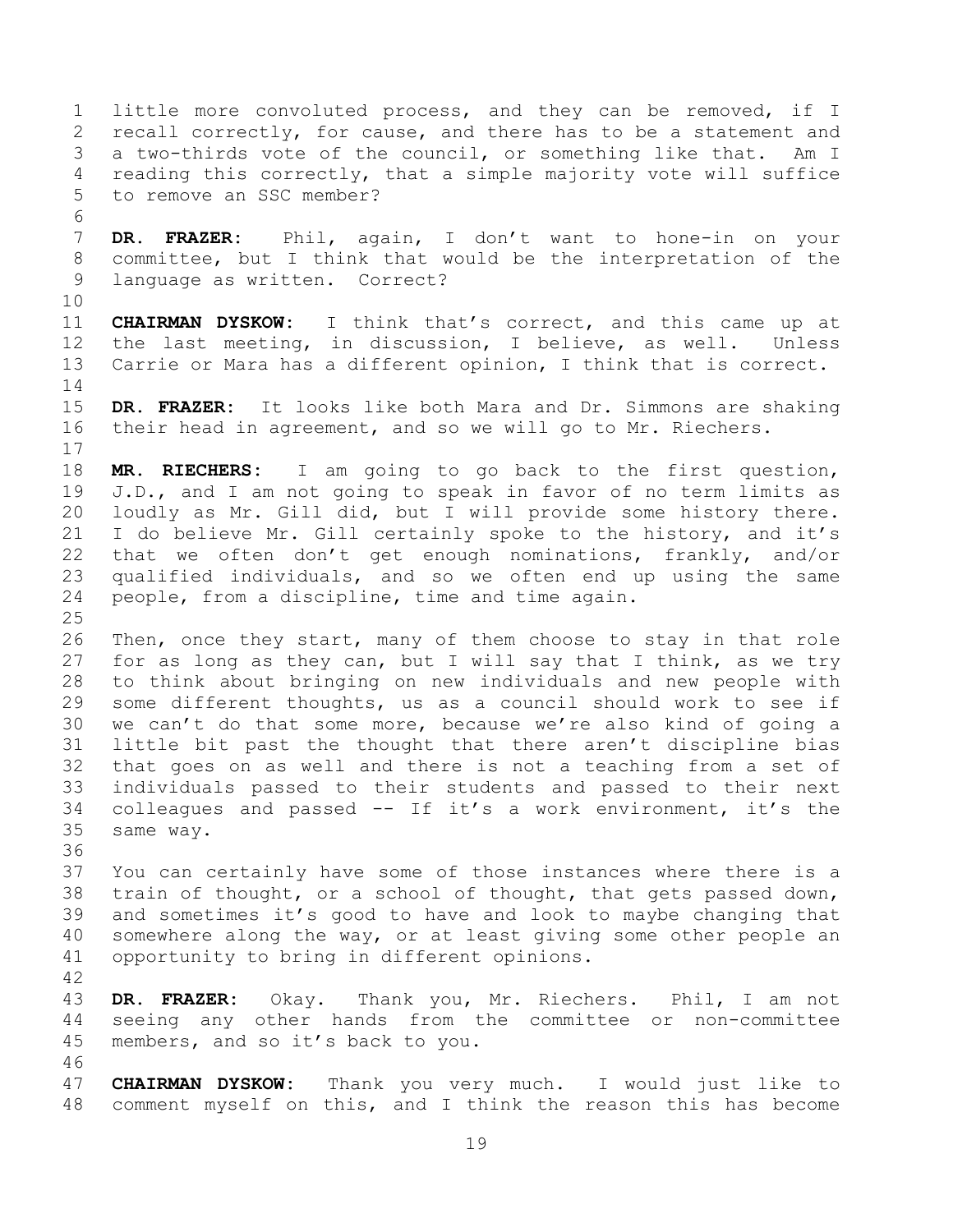little more convoluted process, and they can be removed, if I recall correctly, for cause, and there has to be a statement and a two-thirds vote of the council, or something like that. Am I reading this correctly, that a simple majority vote will suffice to remove an SSC member?

**DR. FRAZER:** Phil, again, I don't want to hone-in on your committee, but I think that would be the interpretation of the language as written. Correct?

**CHAIRMAN DYSKOW:** I think that's correct, and this came up at the last meeting, in discussion, I believe, as well. Unless Carrie or Mara has a different opinion, I think that is correct.

**DR. FRAZER:** It looks like both Mara and Dr. Simmons are shaking their head in agreement, and so we will go to Mr. Riechers.

**MR. RIECHERS:** I am going to go back to the first question, J.D., and I am not going to speak in favor of no term limits as loudly as Mr. Gill did, but I will provide some history there. I do believe Mr. Gill certainly spoke to the history, and it's that we often don't get enough nominations, frankly, and/or qualified individuals, and so we often end up using the same people, from a discipline, time and time again.

Then, once they start, many of them choose to stay in that role for as long as they can, but I will say that I think, as we try to think about bringing on new individuals and new people with some different thoughts, us as a council should work to see if we can't do that some more, because we're also kind of going a little bit past the thought that there aren't discipline bias that goes on as well and there is not a teaching from a set of individuals passed to their students and passed to their next colleagues and passed -- If it's a work environment, it's the same way.

You can certainly have some of those instances where there is a train of thought, or a school of thought, that gets passed down, and sometimes it's good to have and look to maybe changing that somewhere along the way, or at least giving some other people an opportunity to bring in different opinions.

**DR. FRAZER:** Okay. Thank you, Mr. Riechers. Phil, I am not seeing any other hands from the committee or non-committee members, and so it's back to you.

**CHAIRMAN DYSKOW:** Thank you very much. I would just like to comment myself on this, and I think the reason this has become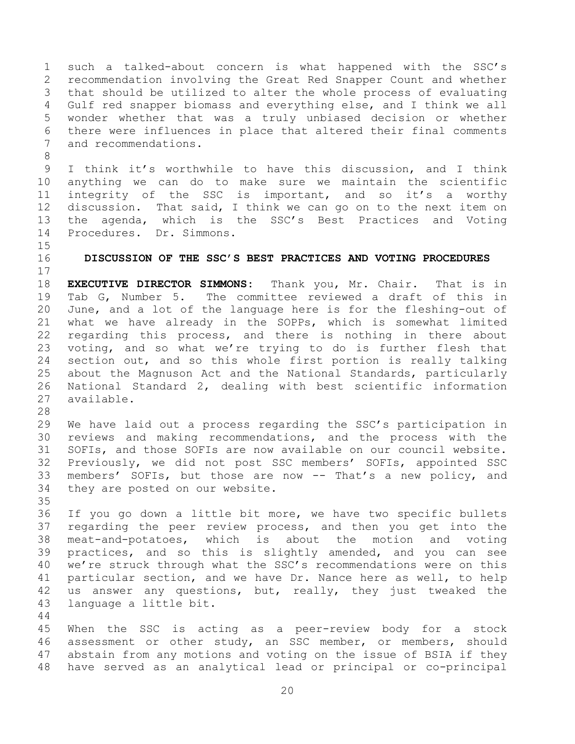such a talked-about concern is what happened with the SSC's recommendation involving the Great Red Snapper Count and whether that should be utilized to alter the whole process of evaluating Gulf red snapper biomass and everything else, and I think we all wonder whether that was a truly unbiased decision or whether there were influences in place that altered their final comments and recommendations.

I think it's worthwhile to have this discussion, and I think anything we can do to make sure we maintain the scientific integrity of the SSC is important, and so it's a worthy discussion. That said, I think we can go on to the next item on the agenda, which is the SSC's Best Practices and Voting Procedures. Dr. Simmons.

## DISCUSSION OF THE SSC'S BEST PRACTICES AND VOTING PROCEDURES

**EXECUTIVE DIRECTOR SIMMONS:** Thank you, Mr. Chair. That is in Tab G, Number 5. The committee reviewed a draft of this in June, and a lot of the language here is for the fleshing-out of what we have already in the SOPPs, which is somewhat limited regarding this process, and there is nothing in there about voting, and so what we're trying to do is further flesh that section out, and so this whole first portion is really talking about the Magnuson Act and the National Standards, particularly National Standard 2, dealing with best scientific information available.

We have laid out a process regarding the SSC's participation in reviews and making recommendations, and the process with the SOFIs, and those SOFIs are now available on our council website. Previously, we did not post SSC members' SOFIs, appointed SSC members' SOFIs, but those are now -- That's a new policy, and they are posted on our website.

If you go down a little bit more, we have two specific bullets regarding the peer review process, and then you get into the meat-and-potatoes, which is about the motion and voting practices, and so this is slightly amended, and you can see we're struck through what the SSC's recommendations were on this particular section, and we have Dr. Nance here as well, to help us answer any questions, but, really, they just tweaked the language a little bit.

When the SSC is acting as a peer-review body for a stock assessment or other study, an SSC member, or members, should abstain from any motions and voting on the issue of BSIA if they have served as an analytical lead or principal or co-principal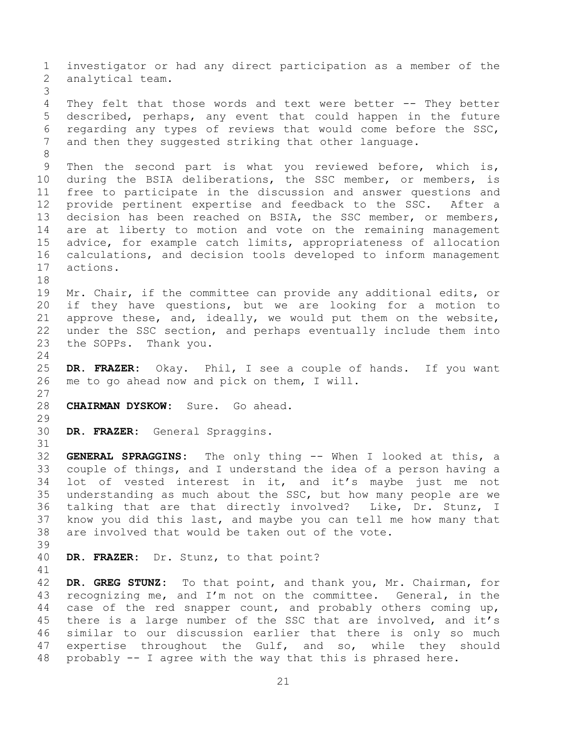investigator or had any direct participation as a member of the analytical team.

They felt that those words and text were better -- They better described, perhaps, any event that could happen in the future regarding any types of reviews that would come before the SSC, and then they suggested striking that other language.

Then the second part is what you reviewed before, which is, during the BSIA deliberations, the SSC member, or members, is free to participate in the discussion and answer questions and provide pertinent expertise and feedback to the SSC. After a decision has been reached on BSIA, the SSC member, or members, are at liberty to motion and vote on the remaining management advice, for example catch limits, appropriateness of allocation calculations, and decision tools developed to inform management actions.

Mr. Chair, if the committee can provide any additional edits, or if they have questions, but we are looking for a motion to approve these, and, ideally, we would put them on the website, under the SSC section, and perhaps eventually include them into the SOPPs. Thank you.

**DR. FRAZER:** Okay. Phil, I see a couple of hands. If you want me to go ahead now and pick on them, I will.

**CHAIRMAN DYSKOW:** Sure. Go ahead.

**DR. FRAZER:** General Spraggins.

**GENERAL SPRAGGINS:** The only thing -- When I looked at this, a couple of things, and I understand the idea of a person having a lot of vested interest in it, and it's maybe just me not understanding as much about the SSC, but how many people are we talking that are that directly involved? Like, Dr. Stunz, I know you did this last, and maybe you can tell me how many that are involved that would be taken out of the vote.

**DR. FRAZER:** Dr. Stunz, to that point?

**DR. GREG STUNZ:** To that point, and thank you, Mr. Chairman, for recognizing me, and I'm not on the committee. General, in the case of the red snapper count, and probably others coming up, there is a large number of the SSC that are involved, and it's similar to our discussion earlier that there is only so much expertise throughout the Gulf, and so, while they should probably -- I agree with the way that this is phrased here.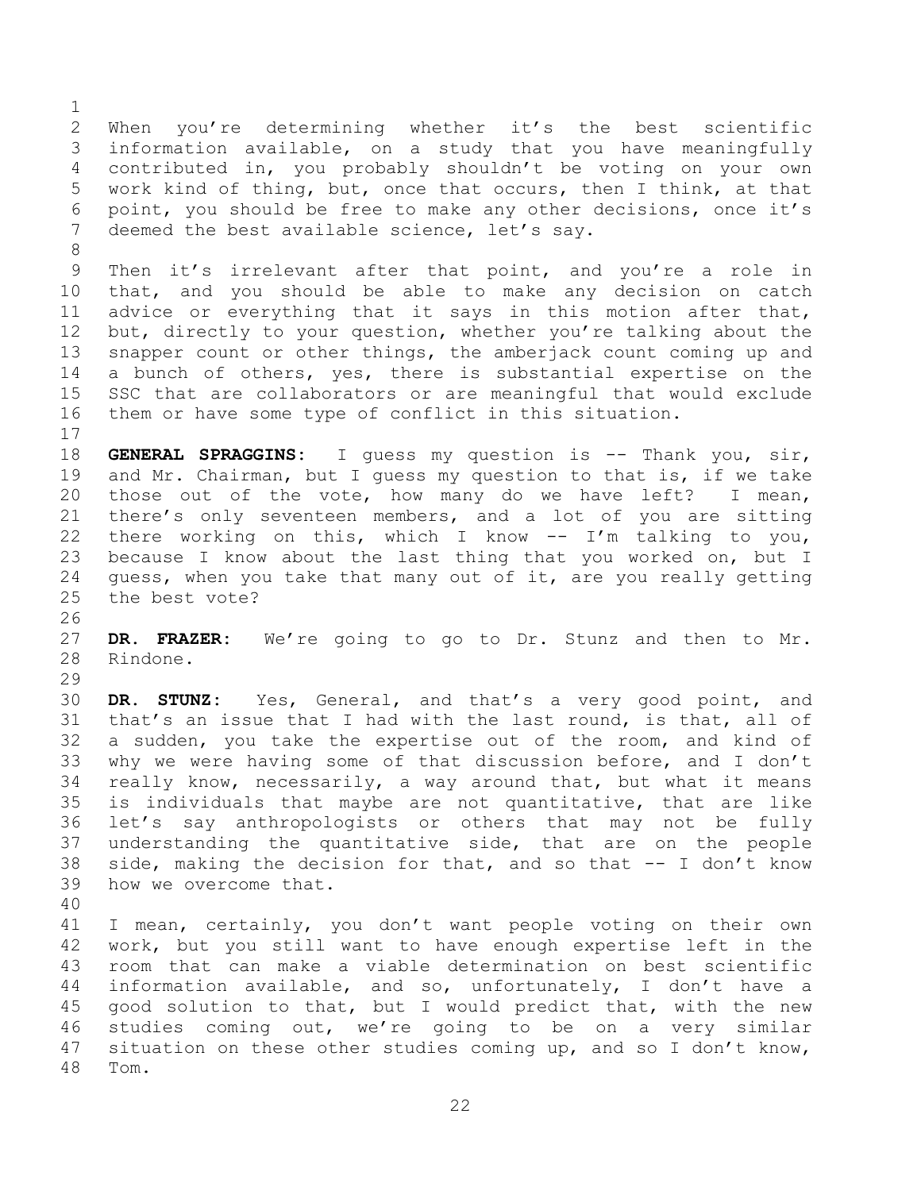When you're determining whether it's the best scientific information available, on a study that you have meaningfully contributed in, you probably shouldn't be voting on your own work kind of thing, but, once that occurs, then I think, at that point, you should be free to make any other decisions, once it's deemed the best available science, let's say.

Then it's irrelevant after that point, and you're a role in that, and you should be able to make any decision on catch advice or everything that it says in this motion after that, but, directly to your question, whether you're talking about the snapper count or other things, the amberjack count coming up and a bunch of others, yes, there is substantial expertise on the SSC that are collaborators or are meaningful that would exclude them or have some type of conflict in this situation.

**GENERAL SPRAGGINS:** I guess my question is -- Thank you, sir, and Mr. Chairman, but I guess my question to that is, if we take those out of the vote, how many do we have left? I mean, there's only seventeen members, and a lot of you are sitting there working on this, which I know -- I'm talking to you, because I know about the last thing that you worked on, but I guess, when you take that many out of it, are you really getting the best vote?

**DR. FRAZER:** We're going to go to Dr. Stunz and then to Mr. Rindone.

**DR. STUNZ:** Yes, General, and that's a very good point, and that's an issue that I had with the last round, is that, all of a sudden, you take the expertise out of the room, and kind of why we were having some of that discussion before, and I don't really know, necessarily, a way around that, but what it means is individuals that maybe are not quantitative, that are like let's say anthropologists or others that may not be fully understanding the quantitative side, that are on the people side, making the decision for that, and so that -- I don't know how we overcome that.

I mean, certainly, you don't want people voting on their own work, but you still want to have enough expertise left in the room that can make a viable determination on best scientific information available, and so, unfortunately, I don't have a good solution to that, but I would predict that, with the new studies coming out, we're going to be on a very similar situation on these other studies coming up, and so I don't know, Tom.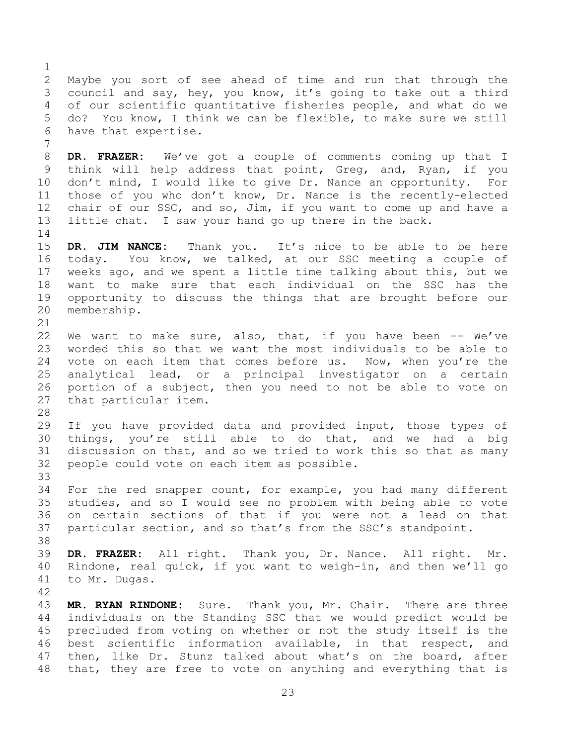Maybe you sort of see ahead of time and run that through the council and say, hey, you know, it's going to take out a third of our scientific quantitative fisheries people, and what do we do? You know, I think we can be flexible, to make sure we still have that expertise.

**DR. FRAZER:** We've got a couple of comments coming up that I think will help address that point, Greg, and, Ryan, if you don't mind, I would like to give Dr. Nance an opportunity. For those of you who don't know, Dr. Nance is the recently-elected chair of our SSC, and so, Jim, if you want to come up and have a little chat. I saw your hand go up there in the back.

**DR. JIM NANCE:** Thank you. It's nice to be able to be here today. You know, we talked, at our SSC meeting a couple of weeks ago, and we spent a little time talking about this, but we want to make sure that each individual on the SSC has the opportunity to discuss the things that are brought before our membership.

We want to make sure, also, that, if you have been -- We've worded this so that we want the most individuals to be able to vote on each item that comes before us. Now, when you're the analytical lead, or a principal investigator on a certain portion of a subject, then you need to not be able to vote on that particular item.

If you have provided data and provided input, those types of things, you're still able to do that, and we had a big discussion on that, and so we tried to work this so that as many people could vote on each item as possible.

For the red snapper count, for example, you had many different studies, and so I would see no problem with being able to vote on certain sections of that if you were not a lead on that particular section, and so that's from the SSC's standpoint.

**DR. FRAZER:** All right. Thank you, Dr. Nance. All right. Mr. Rindone, real quick, if you want to weigh-in, and then we'll go to Mr. Dugas.

**MR. RYAN RINDONE:** Sure. Thank you, Mr. Chair. There are three individuals on the Standing SSC that we would predict would be precluded from voting on whether or not the study itself is the best scientific information available, in that respect, and then, like Dr. Stunz talked about what's on the board, after that, they are free to vote on anything and everything that is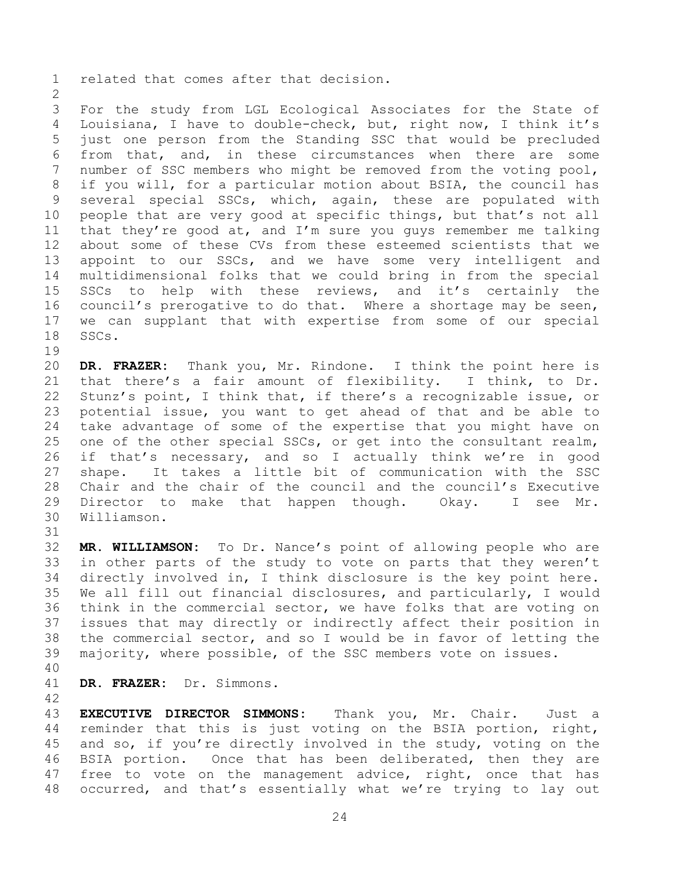related that comes after that decision.

For the study from LGL Ecological Associates for the State of Louisiana, I have to double-check, but, right now, I think it's just one person from the Standing SSC that would be precluded from that, and, in these circumstances when there are some number of SSC members who might be removed from the voting pool, if you will, for a particular motion about BSIA, the council has several special SSCs, which, again, these are populated with people that are very good at specific things, but that's not all that they're good at, and I'm sure you guys remember me talking about some of these CVs from these esteemed scientists that we appoint to our SSCs, and we have some very intelligent and multidimensional folks that we could bring in from the special SSCs to help with these reviews, and it's certainly the council's prerogative to do that. Where a shortage may be seen, we can supplant that with expertise from some of our special SSCs.

**DR. FRAZER:** Thank you, Mr. Rindone. I think the point here is that there's a fair amount of flexibility. I think, to Dr. Stunz's point, I think that, if there's a recognizable issue, or potential issue, you want to get ahead of that and be able to take advantage of some of the expertise that you might have on one of the other special SSCs, or get into the consultant realm, if that's necessary, and so I actually think we're in good shape. It takes a little bit of communication with the SSC Chair and the chair of the council and the council's Executive Director to make that happen though. Okay. I see Mr. Williamson.

**MR. WILLIAMSON:** To Dr. Nance's point of allowing people who are in other parts of the study to vote on parts that they weren't directly involved in, I think disclosure is the key point here. We all fill out financial disclosures, and particularly, I would think in the commercial sector, we have folks that are voting on issues that may directly or indirectly affect their position in the commercial sector, and so I would be in favor of letting the majority, where possible, of the SSC members vote on issues.

**DR. FRAZER:** Dr. Simmons.

**EXECUTIVE DIRECTOR SIMMONS:** Thank you, Mr. Chair. Just a reminder that this is just voting on the BSIA portion, right, and so, if you're directly involved in the study, voting on the BSIA portion. Once that has been deliberated, then they are free to vote on the management advice, right, once that has occurred, and that's essentially what we're trying to lay out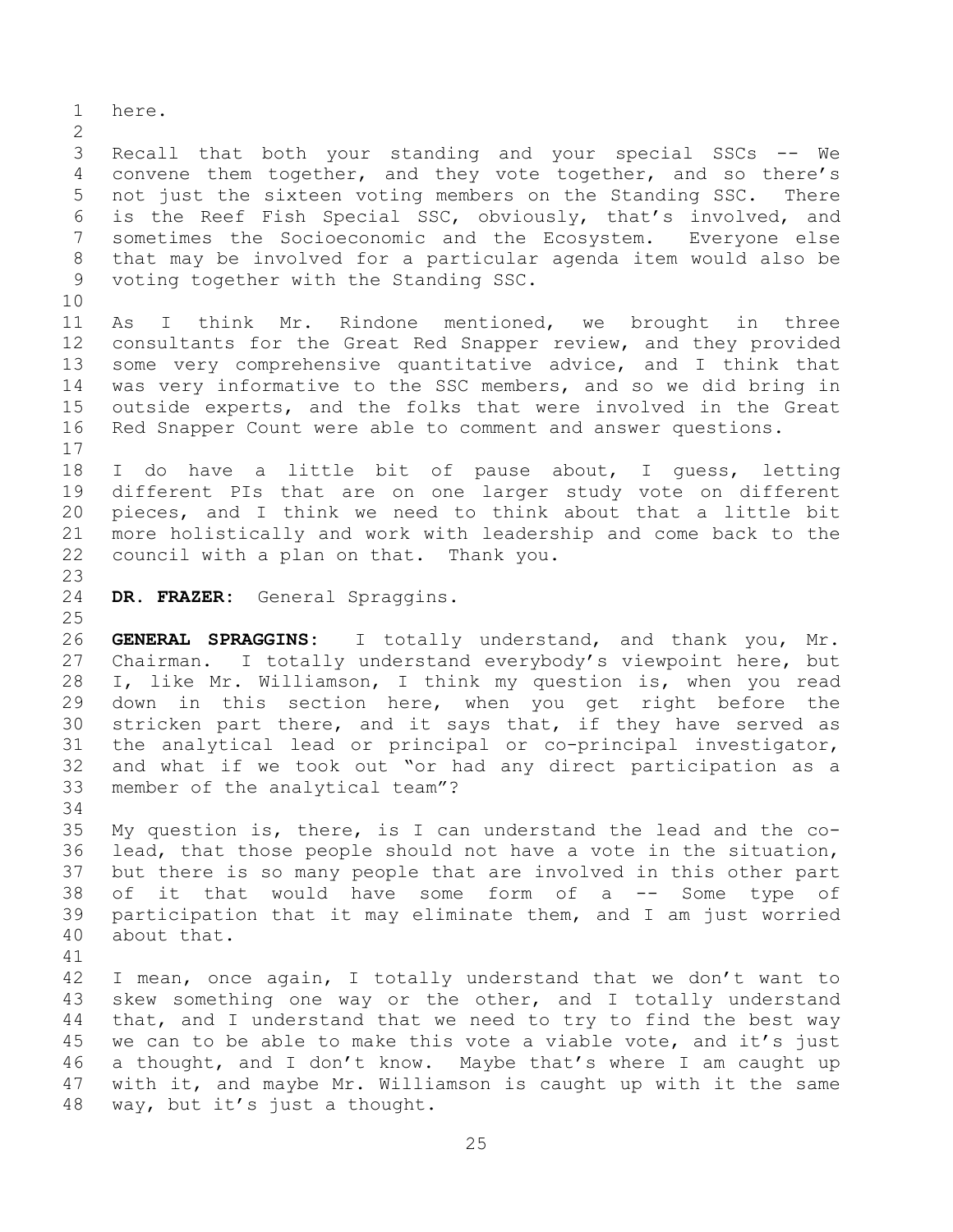here.

Recall that both your standing and your special SSCs -- We convene them together, and they vote together, and so there's not just the sixteen voting members on the Standing SSC. There is the Reef Fish Special SSC, obviously, that's involved, and sometimes the Socioeconomic and the Ecosystem. Everyone else that may be involved for a particular agenda item would also be voting together with the Standing SSC.

As I think Mr. Rindone mentioned, we brought in three consultants for the Great Red Snapper review, and they provided some very comprehensive quantitative advice, and I think that was very informative to the SSC members, and so we did bring in outside experts, and the folks that were involved in the Great Red Snapper Count were able to comment and answer questions.

I do have a little bit of pause about, I guess, letting different PIs that are on one larger study vote on different pieces, and I think we need to think about that a little bit more holistically and work with leadership and come back to the council with a plan on that. Thank you.

**DR. FRAZER:** General Spraggins.

**GENERAL SPRAGGINS:** I totally understand, and thank you, Mr. Chairman. I totally understand everybody's viewpoint here, but I, like Mr. Williamson, I think my question is, when you read down in this section here, when you get right before the stricken part there, and it says that, if they have served as the analytical lead or principal or co-principal investigator, and what if we took out "or had any direct participation as a member of the analytical team"?

My question is, there, is I can understand the lead and the co-lead, that those people should not have a vote in the situation, but there is so many people that are involved in this other part of it that would have some form of a -- Some type of participation that it may eliminate them, and I am just worried about that.

I mean, once again, I totally understand that we don't want to skew something one way or the other, and I totally understand that, and I understand that we need to try to find the best way we can to be able to make this vote a viable vote, and it's just a thought, and I don't know. Maybe that's where I am caught up with it, and maybe Mr. Williamson is caught up with it the same way, but it's just a thought.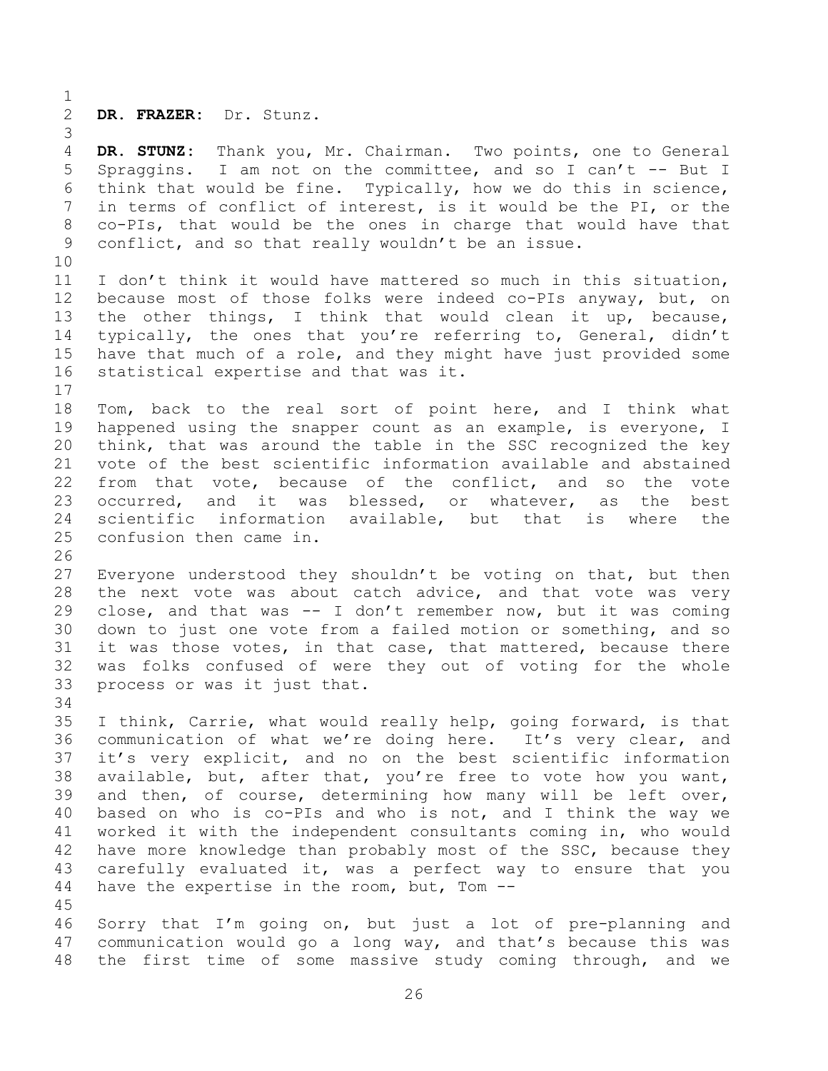**DR. FRAZER:** Dr. Stunz.

**DR. STUNZ:** Thank you, Mr. Chairman. Two points, one to General Spraggins. I am not on the committee, and so I can't -- But I think that would be fine. Typically, how we do this in science, in terms of conflict of interest, is it would be the PI, or the co-PIs, that would be the ones in charge that would have that conflict, and so that really wouldn't be an issue.

I don't think it would have mattered so much in this situation, because most of those folks were indeed co-PIs anyway, but, on the other things, I think that would clean it up, because, typically, the ones that you're referring to, General, didn't have that much of a role, and they might have just provided some statistical expertise and that was it.

Tom, back to the real sort of point here, and I think what happened using the snapper count as an example, is everyone, I think, that was around the table in the SSC recognized the key vote of the best scientific information available and abstained from that vote, because of the conflict, and so the vote occurred, and it was blessed, or whatever, as the best scientific information available, but that is where the confusion then came in.

Everyone understood they shouldn't be voting on that, but then the next vote was about catch advice, and that vote was very close, and that was -- I don't remember now, but it was coming down to just one vote from a failed motion or something, and so it was those votes, in that case, that mattered, because there was folks confused of were they out of voting for the whole process or was it just that.

I think, Carrie, what would really help, going forward, is that communication of what we're doing here. It's very clear, and it's very explicit, and no on the best scientific information available, but, after that, you're free to vote how you want, and then, of course, determining how many will be left over, based on who is co-PIs and who is not, and I think the way we worked it with the independent consultants coming in, who would have more knowledge than probably most of the SSC, because they carefully evaluated it, was a perfect way to ensure that you have the expertise in the room, but, Tom --

Sorry that I'm going on, but just a lot of pre-planning and communication would go a long way, and that's because this was the first time of some massive study coming through, and we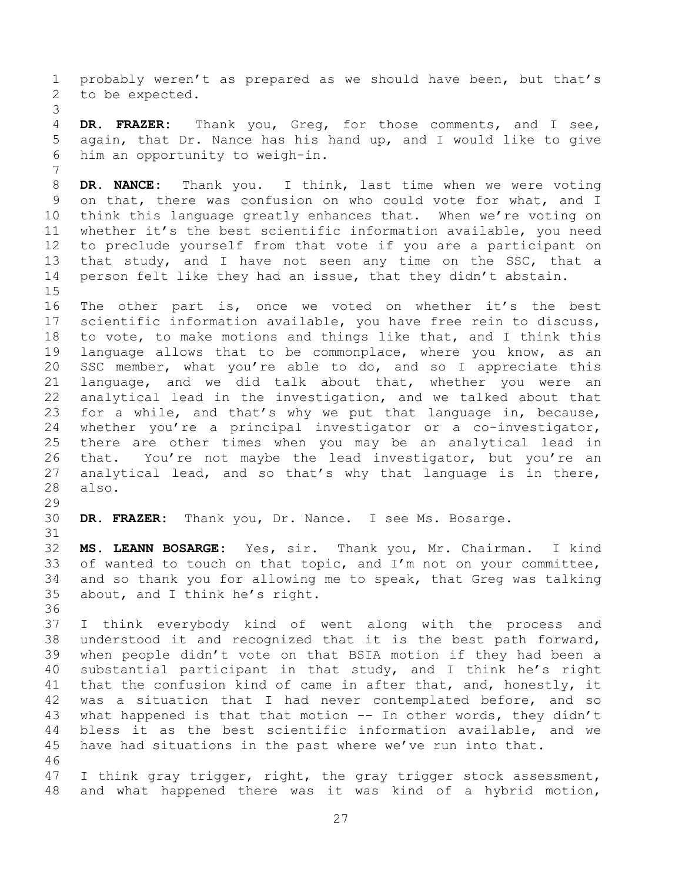probably weren't as prepared as we should have been, but that's to be expected.

**DR. FRAZER:** Thank you, Greg, for those comments, and I see, again, that Dr. Nance has his hand up, and I would like to give him an opportunity to weigh-in.

**DR. NANCE:** Thank you. I think, last time when we were voting on that, there was confusion on who could vote for what, and I think this language greatly enhances that. When we're voting on whether it's the best scientific information available, you need to preclude yourself from that vote if you are a participant on that study, and I have not seen any time on the SSC, that a person felt like they had an issue, that they didn't abstain.

The other part is, once we voted on whether it's the best scientific information available, you have free rein to discuss, to vote, to make motions and things like that, and I think this language allows that to be commonplace, where you know, as an SSC member, what you're able to do, and so I appreciate this language, and we did talk about that, whether you were an analytical lead in the investigation, and we talked about that for a while, and that's why we put that language in, because, whether you're a principal investigator or a co-investigator, there are other times when you may be an analytical lead in that. You're not maybe the lead investigator, but you're an analytical lead, and so that's why that language is in there, also.

**DR. FRAZER:** Thank you, Dr. Nance. I see Ms. Bosarge.

**MS. LEANN BOSARGE:** Yes, sir. Thank you, Mr. Chairman. I kind of wanted to touch on that topic, and I'm not on your committee, and so thank you for allowing me to speak, that Greg was talking about, and I think he's right.

I think everybody kind of went along with the process and understood it and recognized that it is the best path forward, when people didn't vote on that BSIA motion if they had been a substantial participant in that study, and I think he's right that the confusion kind of came in after that, and, honestly, it was a situation that I had never contemplated before, and so what happened is that that motion -- In other words, they didn't bless it as the best scientific information available, and we have had situations in the past where we've run into that.

I think gray trigger, right, the gray trigger stock assessment, and what happened there was it was kind of a hybrid motion,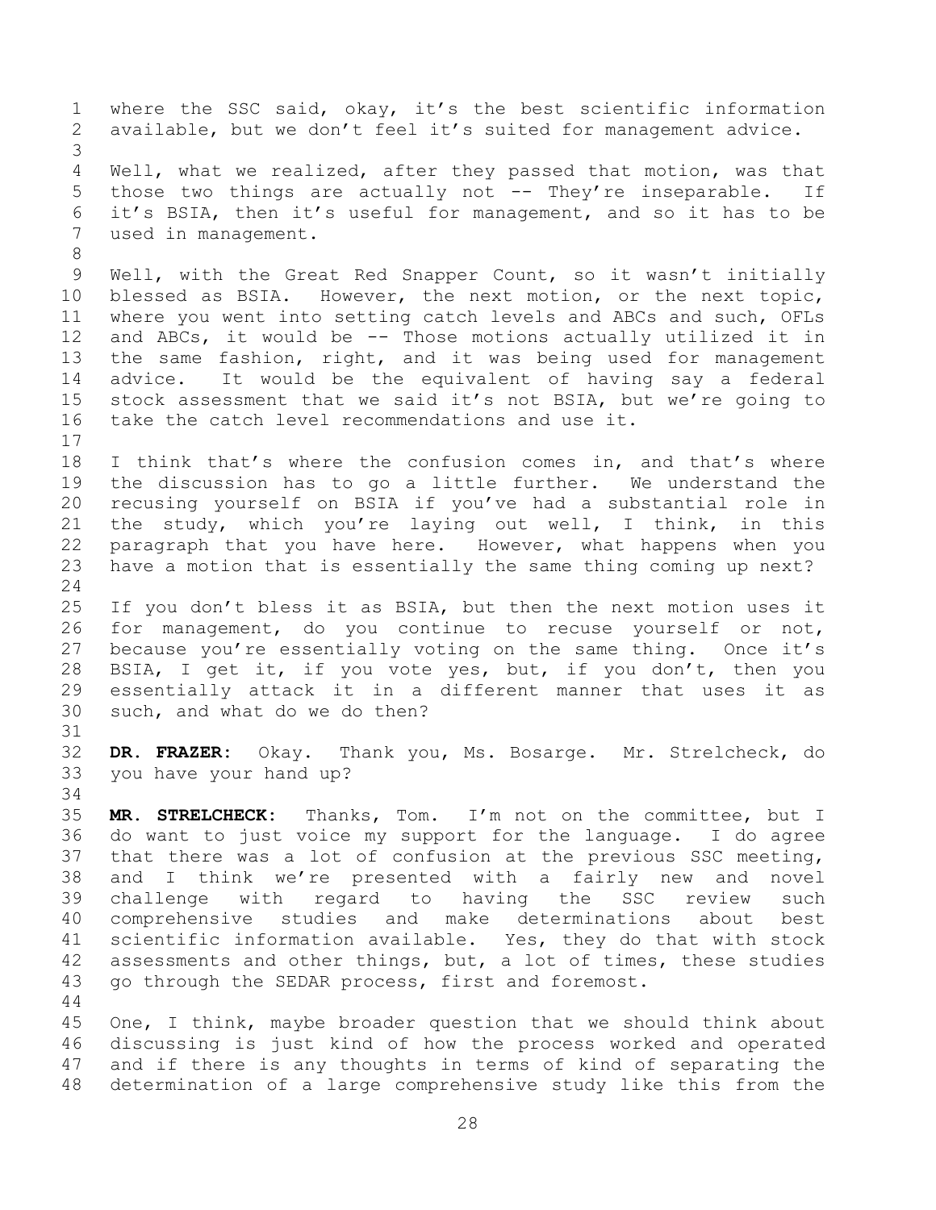where the SSC said, okay, it's the best scientific information available, but we don't feel it's suited for management advice.

Well, what we realized, after they passed that motion, was that those two things are actually not -- They're inseparable. If it's BSIA, then it's useful for management, and so it has to be used in management.

Well, with the Great Red Snapper Count, so it wasn't initially blessed as BSIA. However, the next motion, or the next topic, where you went into setting catch levels and ABCs and such, OFLs and ABCs, it would be -- Those motions actually utilized it in the same fashion, right, and it was being used for management advice. It would be the equivalent of having say a federal stock assessment that we said it's not BSIA, but we're going to take the catch level recommendations and use it.

I think that's where the confusion comes in, and that's where the discussion has to go a little further. We understand the recusing yourself on BSIA if you've had a substantial role in the study, which you're laying out well, I think, in this paragraph that you have here. However, what happens when you have a motion that is essentially the same thing coming up next?

If you don't bless it as BSIA, but then the next motion uses it for management, do you continue to recuse yourself or not, because you're essentially voting on the same thing. Once it's BSIA, I get it, if you vote yes, but, if you don't, then you essentially attack it in a different manner that uses it as such, and what do we do then?

**DR. FRAZER:** Okay. Thank you, Ms. Bosarge. Mr. Strelcheck, do you have your hand up?

**MR. STRELCHECK:** Thanks, Tom. I'm not on the committee, but I do want to just voice my support for the language. I do agree that there was a lot of confusion at the previous SSC meeting, and I think we're presented with a fairly new and novel challenge with regard to having the SSC review such comprehensive studies and make determinations about best scientific information available. Yes, they do that with stock assessments and other things, but, a lot of times, these studies go through the SEDAR process, first and foremost.

One, I think, maybe broader question that we should think about discussing is just kind of how the process worked and operated and if there is any thoughts in terms of kind of separating the determination of a large comprehensive study like this from the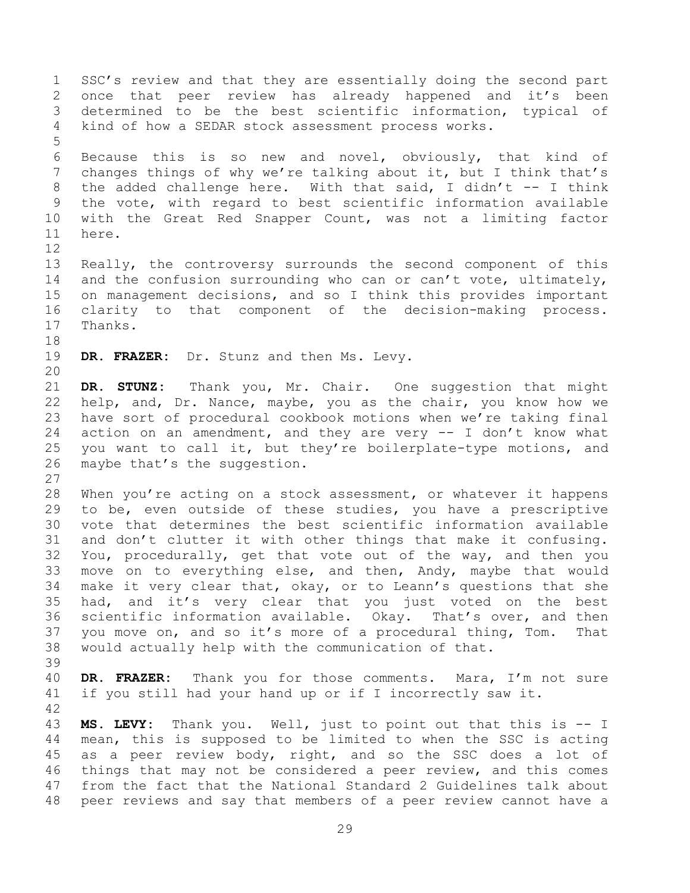SSC's review and that they are essentially doing the second part once that peer review has already happened and it's been determined to be the best scientific information, typical of kind of how a SEDAR stock assessment process works.

Because this is so new and novel, obviously, that kind of changes things of why we're talking about it, but I think that's the added challenge here. With that said, I didn't -- I think the vote, with regard to best scientific information available with the Great Red Snapper Count, was not a limiting factor here.

Really, the controversy surrounds the second component of this and the confusion surrounding who can or can't vote, ultimately, on management decisions, and so I think this provides important clarity to that component of the decision-making process. Thanks.

**DR. FRAZER:** Dr. Stunz and then Ms. Levy.

**DR. STUNZ:** Thank you, Mr. Chair. One suggestion that might help, and, Dr. Nance, maybe, you as the chair, you know how we have sort of procedural cookbook motions when we're taking final action on an amendment, and they are very -- I don't know what you want to call it, but they're boilerplate-type motions, and maybe that's the suggestion.

When you're acting on a stock assessment, or whatever it happens to be, even outside of these studies, you have a prescriptive vote that determines the best scientific information available and don't clutter it with other things that make it confusing. You, procedurally, get that vote out of the way, and then you move on to everything else, and then, Andy, maybe that would make it very clear that, okay, or to Leann's questions that she had, and it's very clear that you just voted on the best scientific information available. Okay. That's over, and then you move on, and so it's more of a procedural thing, Tom. That would actually help with the communication of that.

**DR. FRAZER:** Thank you for those comments. Mara, I'm not sure if you still had your hand up or if I incorrectly saw it.

**MS. LEVY:** Thank you. Well, just to point out that this is -- I mean, this is supposed to be limited to when the SSC is acting as a peer review body, right, and so the SSC does a lot of things that may not be considered a peer review, and this comes from the fact that the National Standard 2 Guidelines talk about peer reviews and say that members of a peer review cannot have a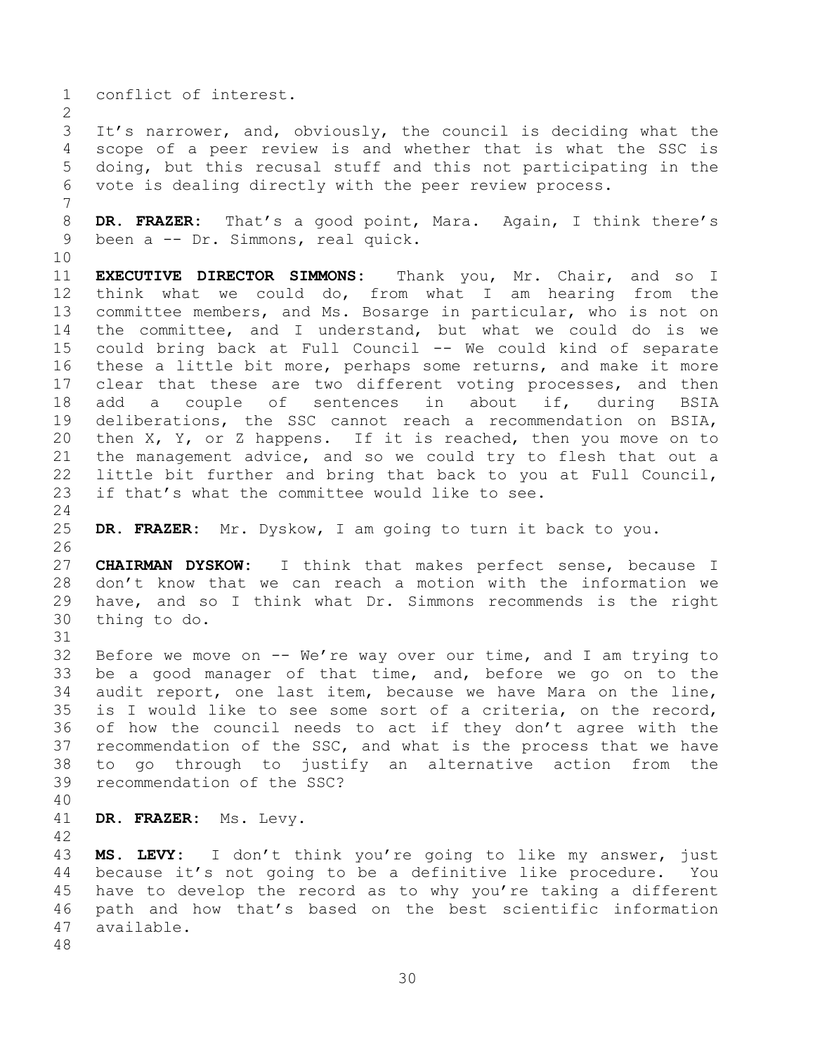conflict of interest.

It's narrower, and, obviously, the council is deciding what the scope of a peer review is and whether that is what the SSC is doing, but this recusal stuff and this not participating in the vote is dealing directly with the peer review process.

**DR. FRAZER:** That's a good point, Mara. Again, I think there's been a -- Dr. Simmons, real quick.

**EXECUTIVE DIRECTOR SIMMONS:** Thank you, Mr. Chair, and so I think what we could do, from what I am hearing from the committee members, and Ms. Bosarge in particular, who is not on the committee, and I understand, but what we could do is we could bring back at Full Council -- We could kind of separate these a little bit more, perhaps some returns, and make it more clear that these are two different voting processes, and then add a couple of sentences in about if, during BSIA deliberations, the SSC cannot reach a recommendation on BSIA, then X, Y, or Z happens. If it is reached, then you move on to the management advice, and so we could try to flesh that out a little bit further and bring that back to you at Full Council, if that's what the committee would like to see.

**DR. FRAZER:** Mr. Dyskow, I am going to turn it back to you.

**CHAIRMAN DYSKOW:** I think that makes perfect sense, because I don't know that we can reach a motion with the information we have, and so I think what Dr. Simmons recommends is the right thing to do.

Before we move on -- We're way over our time, and I am trying to be a good manager of that time, and, before we go on to the audit report, one last item, because we have Mara on the line, is I would like to see some sort of a criteria, on the record, of how the council needs to act if they don't agree with the recommendation of the SSC, and what is the process that we have to go through to justify an alternative action from the recommendation of the SSC?

**DR. FRAZER:** Ms. Levy.

**MS. LEVY:** I don't think you're going to like my answer, just because it's not going to be a definitive like procedure. You have to develop the record as to why you're taking a different path and how that's based on the best scientific information available.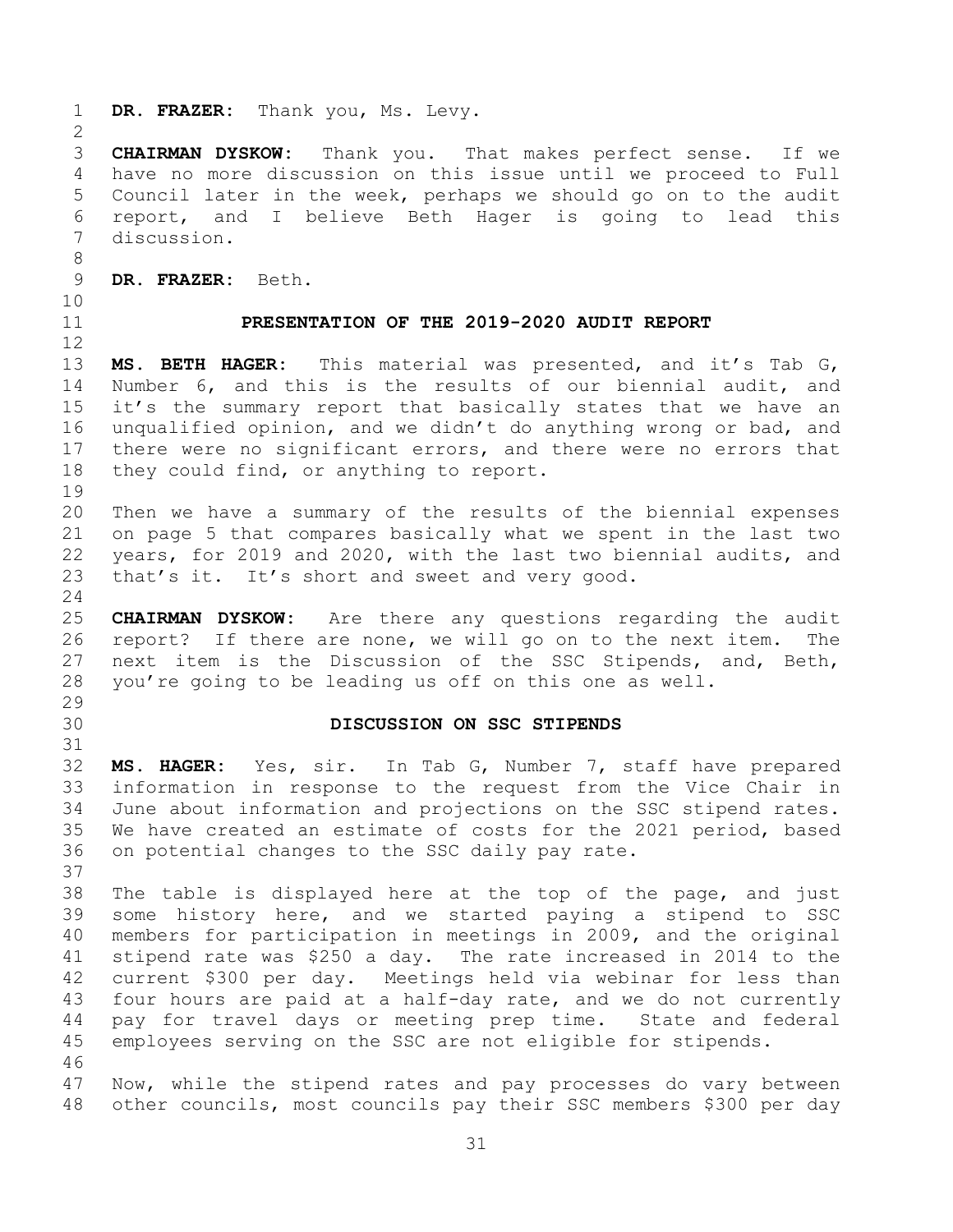**DR. FRAZER:** Thank you, Ms. Levy.

**CHAIRMAN DYSKOW:** Thank you. That makes perfect sense. If we have no more discussion on this issue until we proceed to Full Council later in the week, perhaps we should go on to the audit report, and I believe Beth Hager is going to lead this discussion.

**DR. FRAZER:** Beth.

## PRESENTATION OF THE 2019-2020 AUDIT REPORT

**MS. BETH HAGER:** This material was presented, and it's Tab G, Number 6, and this is the results of our biennial audit, and it's the summary report that basically states that we have an unqualified opinion, and we didn't do anything wrong or bad, and there were no significant errors, and there were no errors that they could find, or anything to report.

Then we have a summary of the results of the biennial expenses on page 5 that compares basically what we spent in the last two years, for 2019 and 2020, with the last two biennial audits, and that's it. It's short and sweet and very good.

**CHAIRMAN DYSKOW:** Are there any questions regarding the audit report? If there are none, we will go on to the next item. The next item is the Discussion of the SSC Stipends, and, Beth, you're going to be leading us off on this one as well.

## DISCUSSION ON SSC STIPENDS

**MS. HAGER:** Yes, sir. In Tab G, Number 7, staff have prepared information in response to the request from the Vice Chair in June about information and projections on the SSC stipend rates. We have created an estimate of costs for the 2021 period, based on potential changes to the SSC daily pay rate.

The table is displayed here at the top of the page, and just some history here, and we started paying a stipend to SSC members for participation in meetings in 2009, and the original stipend rate was $250 a day. The rate increased in 2014 to the current $300 per day. Meetings held via webinar for less than four hours are paid at a half-day rate, and we do not currently pay for travel days or meeting prep time. State and federal employees serving on the SSC are not eligible for stipends.

Now, while the stipend rates and pay processes do vary between other councils, most councils pay their SSC members $300 per day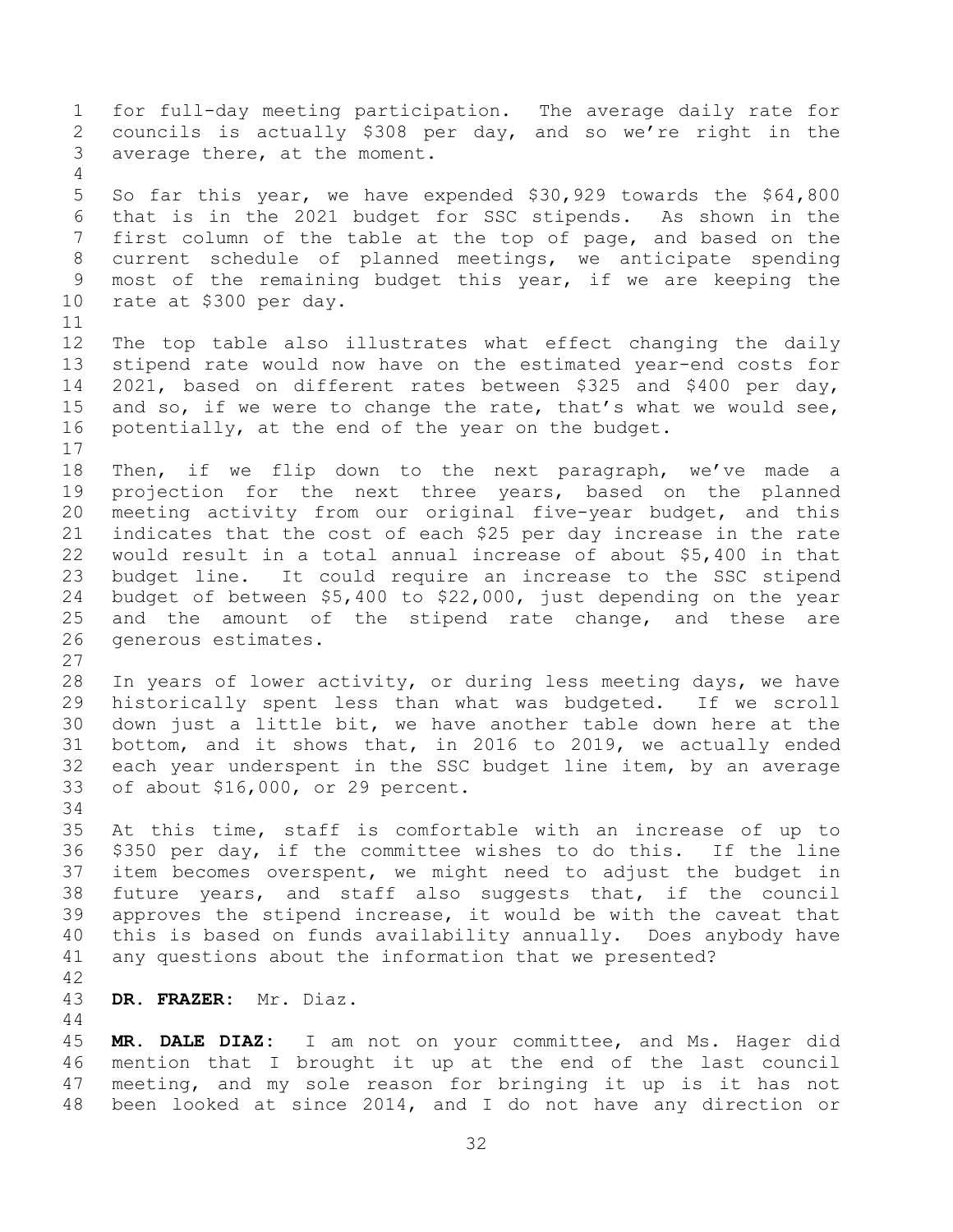for full-day meeting participation. The average daily rate for councils is actually $308 per day, and so we're right in the average there, at the moment.

So far this year, we have expended $30,929 towards the $64,800 that is in the 2021 budget for SSC stipends. As shown in the first column of the table at the top of page, and based on the current schedule of planned meetings, we anticipate spending most of the remaining budget this year, if we are keeping the rate at $300 per day.

The top table also illustrates what effect changing the daily stipend rate would now have on the estimated year-end costs for 2021, based on different rates between $325 and $400 per day, and so, if we were to change the rate, that's what we would see, potentially, at the end of the year on the budget.

Then, if we flip down to the next paragraph, we've made a projection for the next three years, based on the planned meeting activity from our original five-year budget, and this indicates that the cost of each $25 per day increase in the rate would result in a total annual increase of about $5,400 in that budget line. It could require an increase to the SSC stipend budget of between $5,400 to $22,000, just depending on the year and the amount of the stipend rate change, and these are generous estimates.

In years of lower activity, or during less meeting days, we have historically spent less than what was budgeted. If we scroll down just a little bit, we have another table down here at the bottom, and it shows that, in 2016 to 2019, we actually ended each year underspent in the SSC budget line item, by an average of about $16,000, or 29 percent.

At this time, staff is comfortable with an increase of up to $350 per day, if the committee wishes to do this. If the line item becomes overspent, we might need to adjust the budget in future years, and staff also suggests that, if the council approves the stipend increase, it would be with the caveat that this is based on funds availability annually. Does anybody have any questions about the information that we presented?

**DR. FRAZER:** Mr. Diaz.

**MR. DALE DIAZ:** I am not on your committee, and Ms. Hager did mention that I brought it up at the end of the last council meeting, and my sole reason for bringing it up is it has not been looked at since 2014, and I do not have any direction or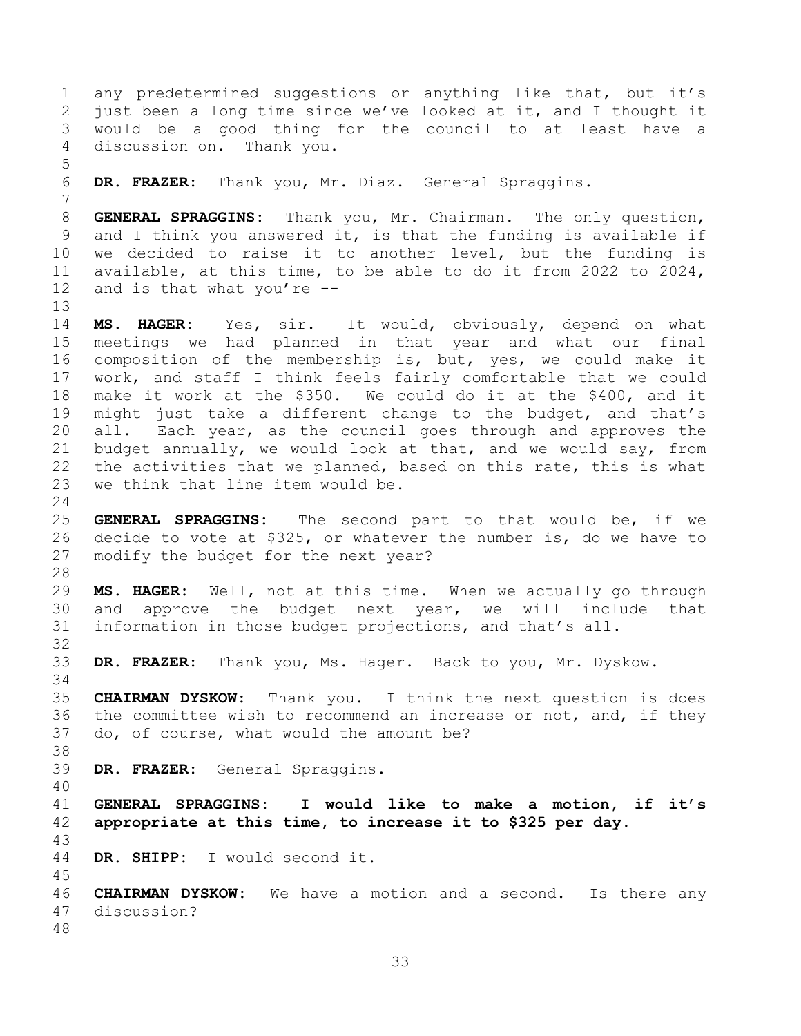any predetermined suggestions or anything like that, but it's just been a long time since we've looked at it, and I thought it would be a good thing for the council to at least have a discussion on. Thank you.

**DR. FRAZER:** Thank you, Mr. Diaz. General Spraggins.

**GENERAL SPRAGGINS:** Thank you, Mr. Chairman. The only question, and I think you answered it, is that the funding is available if we decided to raise it to another level, but the funding is available, at this time, to be able to do it from 2022 to 2024, and is that what you're --

**MS. HAGER:** Yes, sir. It would, obviously, depend on what meetings we had planned in that year and what our final composition of the membership is, but, yes, we could make it work, and staff I think feels fairly comfortable that we could make it work at the $350. We could do it at the $400, and it might just take a different change to the budget, and that's all. Each year, as the council goes through and approves the budget annually, we would look at that, and we would say, from the activities that we planned, based on this rate, this is what we think that line item would be.

**GENERAL SPRAGGINS:** The second part to that would be, if we decide to vote at $325, or whatever the number is, do we have to modify the budget for the next year?

**MS. HAGER:** Well, not at this time. When we actually go through and approve the budget next year, we will include that information in those budget projections, and that's all.

**DR. FRAZER:** Thank you, Ms. Hager. Back to you, Mr. Dyskow.

**CHAIRMAN DYSKOW:** Thank you. I think the next question is does the committee wish to recommend an increase or not, and, if they do, of course, what would the amount be?

**DR. FRAZER:** General Spraggins.

**GENERAL SPRAGGINS: I would like to make a motion, if it's appropriate at this time, to increase it to $325 per day.**

**DR. SHIPP:** I would second it.

**CHAIRMAN DYSKOW:** We have a motion and a second. Is there any discussion?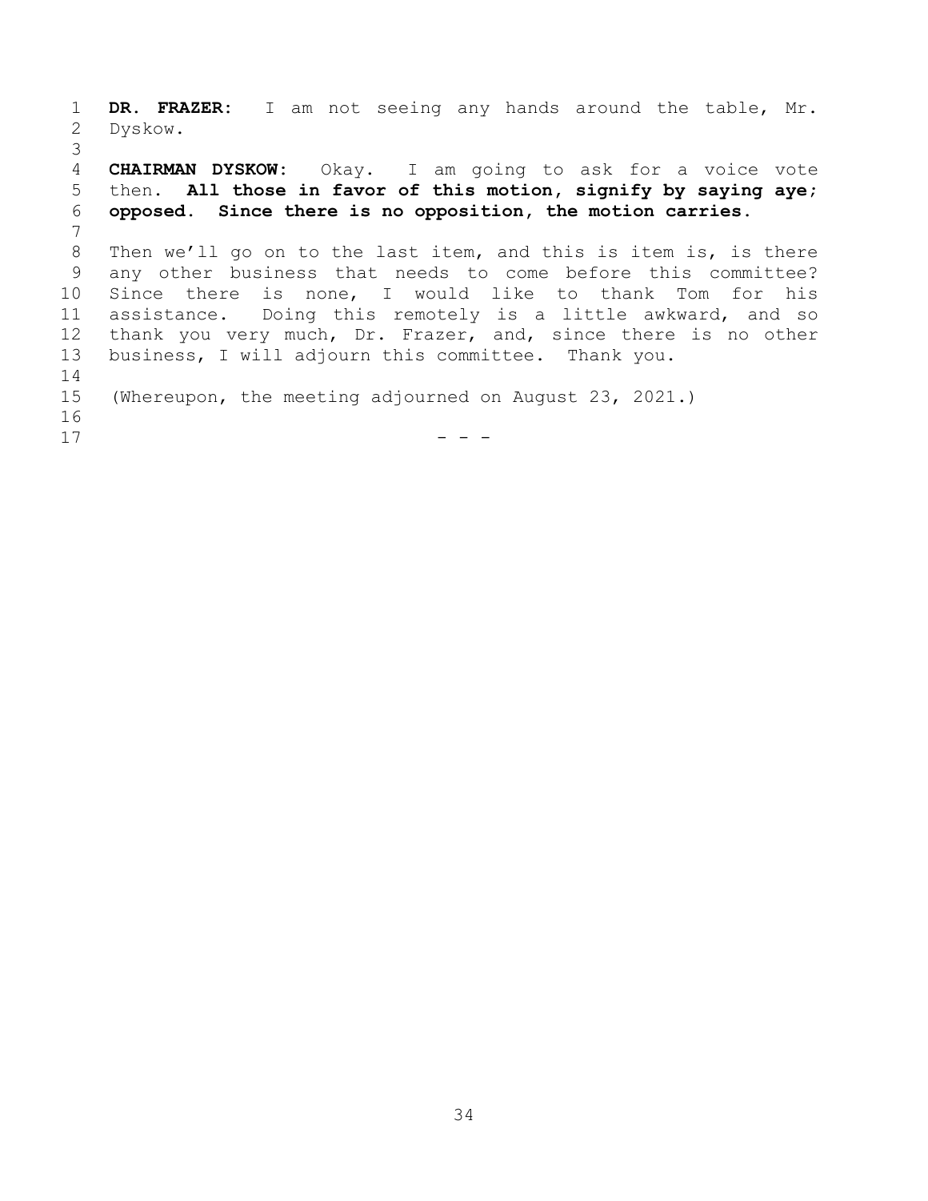**DR. FRAZER:** I am not seeing any hands around the table, Mr. Dyskow.

**CHAIRMAN DYSKOW:** Okay. I am going to ask for a voice vote then. **All those in favor of this motion, signify by saying aye; opposed. Since there is no opposition, the motion carries.**

Then we'll go on to the last item, and this is item is, is there any other business that needs to come before this committee? Since there is none, I would like to thank Tom for his assistance. Doing this remotely is a little awkward, and so thank you very much, Dr. Frazer, and, since there is no other business, I will adjourn this committee. Thank you.

(Whereupon, the meeting adjourned on August 23, 2021.)

\- - -